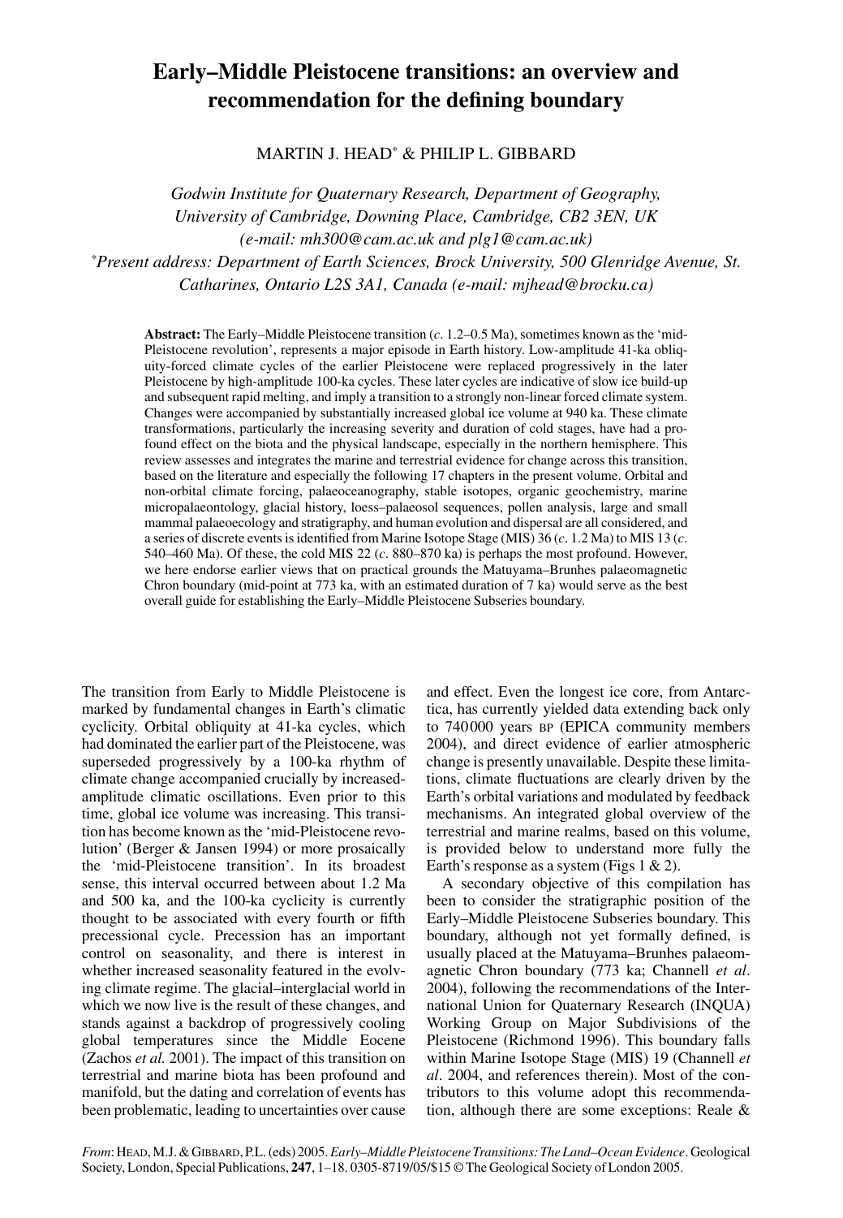# Early–Middle Pleistocene transitions: an overview and recommendation for the defining boundary

MARTIN J. HEAD* & PHILIP L. GIBBARD

*Godwin Institute for Quaternary Research, Department of Geography, University of Cambridge, Downing Place, Cambridge, CB2 3EN, UK (e-mail: mh300@cam.ac.uk and plg1@cam.ac.uk)*

*\*Present address: Department of Earth Sciences, Brock University, 500 Glenridge Avenue, St. Catharines, Ontario L2S 3A1, Canada (e-mail: mjhead@brocku.ca)*

**Abstract:** The Early–Middle Pleistocene transition (*c*. 1.2–0.5 Ma), sometimes known as the 'mid-Pleistocene revolution', represents a major episode in Earth history. Low-amplitude 41-ka obliquity-forced climate cycles of the earlier Pleistocene were replaced progressively in the later Pleistocene by high-amplitude 100-ka cycles. These later cycles are indicative of slow ice build-up and subsequent rapid melting, and imply a transition to a strongly non-linear forced climate system. Changes were accompanied by substantially increased global ice volume at 940 ka. These climate transformations, particularly the increasing severity and duration of cold stages, have had a profound effect on the biota and the physical landscape, especially in the northern hemisphere. This review assesses and integrates the marine and terrestrial evidence for change across this transition, based on the literature and especially the following 17 chapters in the present volume. Orbital and non-orbital climate forcing, palaeoceanography, stable isotopes, organic geochemistry, marine micropalaeontology, glacial history, loess–palaeosol sequences, pollen analysis, large and small mammal palaeoecology and stratigraphy, and human evolution and dispersal are all considered, and a series of discrete events is identified from Marine Isotope Stage (MIS) 36 (*c*. 1.2 Ma) to MIS 13 (*c*. 540–460 Ma). Of these, the cold MIS 22 (*c*. 880–870 ka) is perhaps the most profound. However, we here endorse earlier views that on practical grounds the Matuyama–Brunhes palaeomagnetic Chron boundary (mid-point at 773 ka, with an estimated duration of 7 ka) would serve as the best overall guide for establishing the Early–Middle Pleistocene Subseries boundary.

The transition from Early to Middle Pleistocene is marked by fundamental changes in Earth's climatic cyclicity. Orbital obliquity at 41-ka cycles, which had dominated the earlier part of the Pleistocene, was superseded progressively by a 100-ka rhythm of climate change accompanied crucially by increased-amplitude climatic oscillations. Even prior to this time, global ice volume was increasing. This transition has become known as the 'mid-Pleistocene revolution' (Berger & Jansen 1994) or more prosaically the 'mid-Pleistocene transition'. In its broadest sense, this interval occurred between about 1.2 Ma and 500 ka, and the 100-ka cyclicity is currently thought to be associated with every fourth or fifth precessional cycle. Precession has an important control on seasonality, and there is interest in whether increased seasonality featured in the evolving climate regime. The glacial–interglacial world in which we now live is the result of these changes, and stands against a backdrop of progressively cooling global temperatures since the Middle Eocene (Zachos *et al.* 2001). The impact of this transition on terrestrial and marine biota has been profound and manifold, but the dating and correlation of events has been problematic, leading to uncertainties over cause and effect. Even the longest ice core, from Antarctica, has currently yielded data extending back only to 740000 years BP (EPICA community members 2004), and direct evidence of earlier atmospheric change is presently unavailable. Despite these limitations, climate fluctuations are clearly driven by the Earth's orbital variations and modulated by feedback mechanisms. An integrated global overview of the terrestrial and marine realms, based on this volume, is provided below to understand more fully the Earth's response as a system (Figs 1 & 2).

A secondary objective of this compilation has been to consider the stratigraphic position of the Early–Middle Pleistocene Subseries boundary. This boundary, although not yet formally defined, is usually placed at the Matuyama–Brunhes palaeomagnetic Chron boundary (773 ka; Channell *et al*. 2004), following the recommendations of the International Union for Quaternary Research (INQUA) Working Group on Major Subdivisions of the Pleistocene (Richmond 1996). This boundary falls within Marine Isotope Stage (MIS) 19 (Channell *et al*. 2004, and references therein). Most of the contributors to this volume adopt this recommendation, although there are some exceptions: Reale &

*From*: HEAD, M.J. & GIBBARD, P.L. (eds) 2005. *Early–Middle Pleistocene Transitions: The Land–Ocean Evidence*. Geological Society, London, Special Publications, **247**, 1–18. 0305-8719/05/$15 © The Geological Society of London 2005.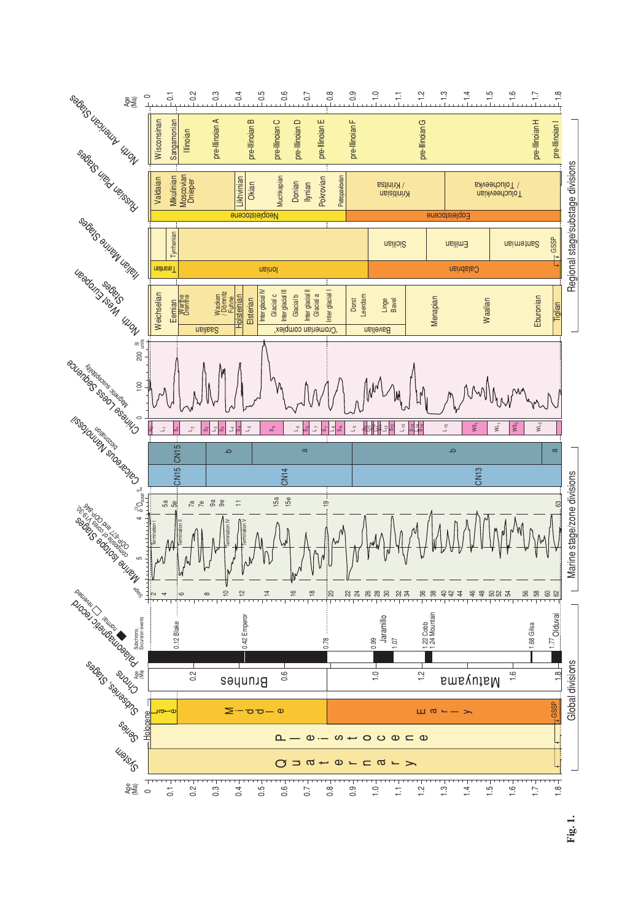**Fig. 1.**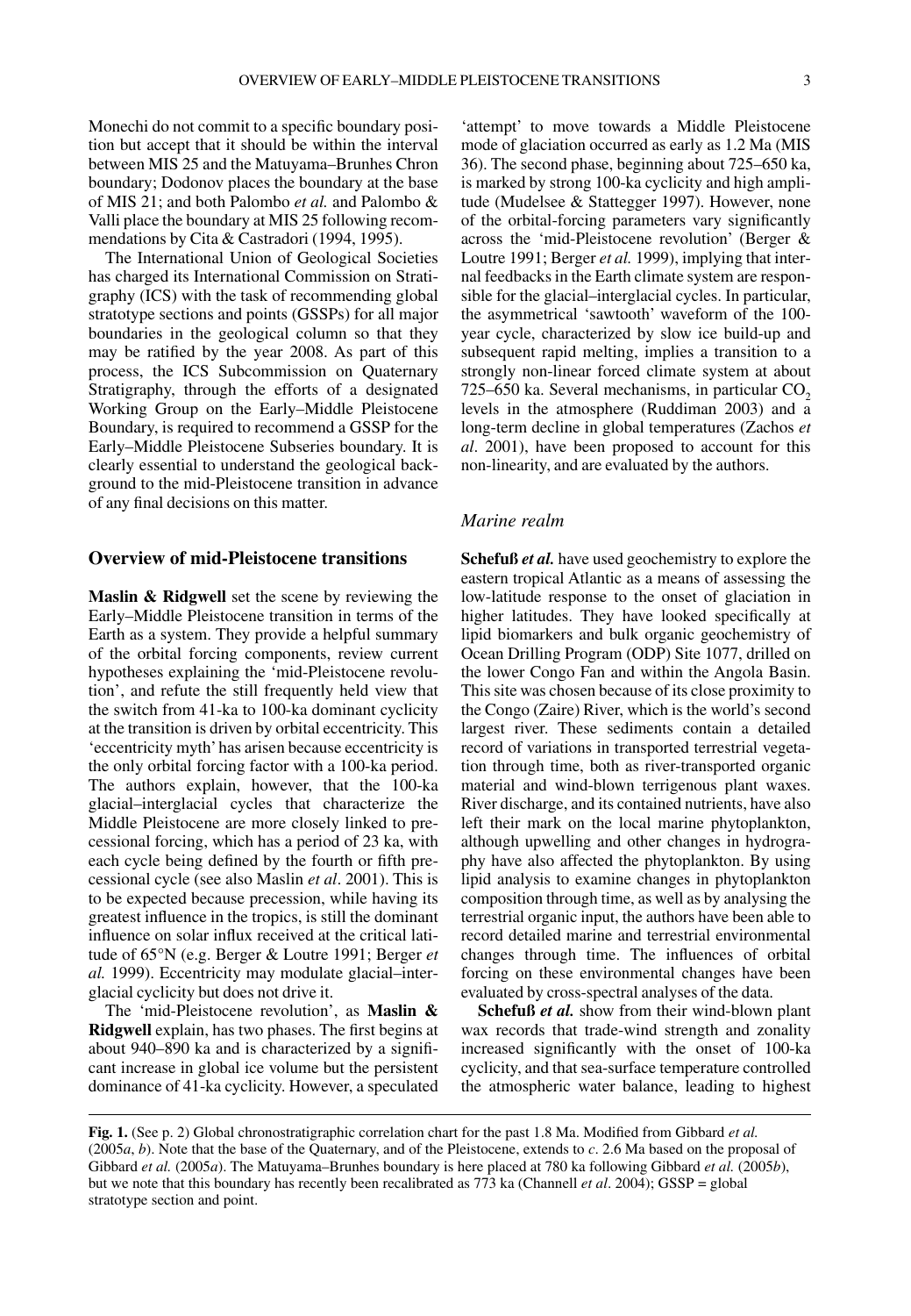Monechi do not commit to a specific boundary position but accept that it should be within the interval between MIS 25 and the Matuyama–Brunhes Chron boundary; Dodonov places the boundary at the base of MIS 21; and both Palombo *et al.* and Palombo & Valli place the boundary at MIS 25 following recommendations by Cita & Castradori (1994, 1995).

The International Union of Geological Societies has charged its International Commission on Stratigraphy (ICS) with the task of recommending global stratotype sections and points (GSSPs) for all major boundaries in the geological column so that they may be ratified by the year 2008. As part of this process, the ICS Subcommission on Quaternary Stratigraphy, through the efforts of a designated Working Group on the Early–Middle Pleistocene Boundary, is required to recommend a GSSP for the Early–Middle Pleistocene Subseries boundary. It is clearly essential to understand the geological background to the mid-Pleistocene transition in advance of any final decisions on this matter.

## Overview of mid-Pleistocene transitions

**Maslin & Ridgwell** set the scene by reviewing the Early–Middle Pleistocene transition in terms of the Earth as a system. They provide a helpful summary of the orbital forcing components, review current hypotheses explaining the 'mid-Pleistocene revolution', and refute the still frequently held view that the switch from 41-ka to 100-ka dominant cyclicity at the transition is driven by orbital eccentricity. This 'eccentricity myth' has arisen because eccentricity is the only orbital forcing factor with a 100-ka period. The authors explain, however, that the 100-ka glacial–interglacial cycles that characterize the Middle Pleistocene are more closely linked to precessional forcing, which has a period of 23 ka, with each cycle being defined by the fourth or fifth precessional cycle (see also Maslin *et al*. 2001). This is to be expected because precession, while having its greatest influence in the tropics, is still the dominant influence on solar influx received at the critical latitude of 65°N (e.g. Berger & Loutre 1991; Berger *et al.* 1999). Eccentricity may modulate glacial–interglacial cyclicity but does not drive it.

The 'mid-Pleistocene revolution', as **Maslin & Ridgwell** explain, has two phases. The first begins at about 940–890 ka and is characterized by a significant increase in global ice volume but the persistent dominance of 41-ka cyclicity. However, a speculated 'attempt' to move towards a Middle Pleistocene mode of glaciation occurred as early as 1.2 Ma (MIS 36). The second phase, beginning about 725–650 ka, is marked by strong 100-ka cyclicity and high amplitude (Mudelsee & Stattegger 1997). However, none of the orbital-forcing parameters vary significantly across the 'mid-Pleistocene revolution' (Berger & Loutre 1991; Berger *et al.* 1999), implying that internal feedbacks in the Earth climate system are responsible for the glacial–interglacial cycles. In particular, the asymmetrical 'sawtooth' waveform of the 100-year cycle, characterized by slow ice build-up and subsequent rapid melting, implies a transition to a strongly non-linear forced climate system at about 725–650 ka. Several mechanisms, in particular $CO_2$ levels in the atmosphere (Ruddiman 2003) and a long-term decline in global temperatures (Zachos *et al*. 2001), have been proposed to account for this non-linearity, and are evaluated by the authors.

### *Marine realm*

**Schefuß *et al.*** have used geochemistry to explore the eastern tropical Atlantic as a means of assessing the low-latitude response to the onset of glaciation in higher latitudes. They have looked specifically at lipid biomarkers and bulk organic geochemistry of Ocean Drilling Program (ODP) Site 1077, drilled on the lower Congo Fan and within the Angola Basin. This site was chosen because of its close proximity to the Congo (Zaire) River, which is the world's second largest river. These sediments contain a detailed record of variations in transported terrestrial vegetation through time, both as river-transported organic material and wind-blown terrigenous plant waxes. River discharge, and its contained nutrients, have also left their mark on the local marine phytoplankton, although upwelling and other changes in hydrography have also affected the phytoplankton. By using lipid analysis to examine changes in phytoplankton composition through time, as well as by analysing the terrestrial organic input, the authors have been able to record detailed marine and terrestrial environmental changes through time. The influences of orbital forcing on these environmental changes have been evaluated by cross-spectral analyses of the data.

**Schefuß *et al.*** show from their wind-blown plant wax records that trade-wind strength and zonality increased significantly with the onset of 100-ka cyclicity, and that sea-surface temperature controlled the atmospheric water balance, leading to highest

**Fig. 1.** (See p. 2) Global chronostratigraphic correlation chart for the past 1.8 Ma. Modified from Gibbard *et al.* (2005*a*, *b*). Note that the base of the Quaternary, and of the Pleistocene, extends to *c*. 2.6 Ma based on the proposal of Gibbard *et al.* (2005*a*). The Matuyama–Brunhes boundary is here placed at 780 ka following Gibbard *et al.* (2005*b*), but we note that this boundary has recently been recalibrated as 773 ka (Channell *et al*. 2004); GSSP = global stratotype section and point.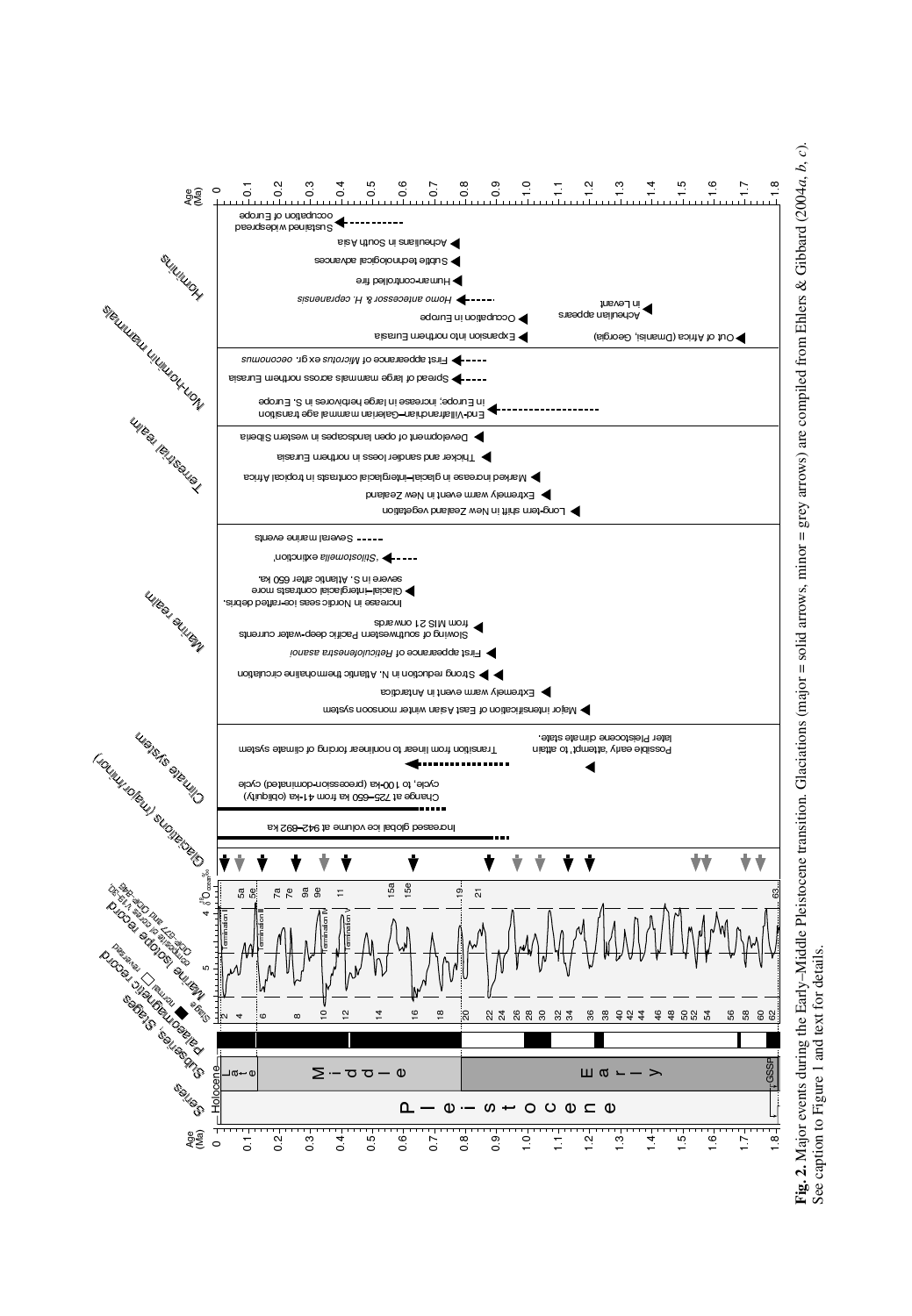**Fig. 2.** Major events during the Early–Middle Pleistocene transition. Glaciations (major = solid arrows, minor = grey arrows) are compiled from Ehlers & Gibbard (2004*a*, *b*, *c*). See caption to Figure 1 and text for details.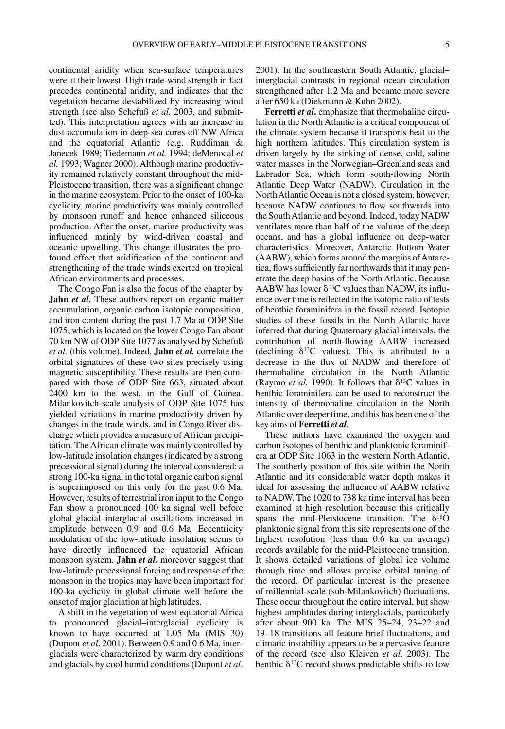continental aridity when sea-surface temperatures were at their lowest. High trade-wind strength in fact precedes continental aridity, and indicates that the vegetation became destabilized by increasing wind strength (see also Schefuß *et al.* 2003, and submitted). This interpretation agrees with an increase in dust accumulation in deep-sea cores off NW Africa and the equatorial Atlantic (e.g. Ruddiman & Janecek 1989; Tiedemann *et al.* 1994; deMenocal *et al.* 1993; Wagner 2000). Although marine productivity remained relatively constant throughout the mid-Pleistocene transition, there was a significant change in the marine ecosystem. Prior to the onset of 100-ka cyclicity, marine productivity was mainly controlled by monsoon runoff and hence enhanced siliceous production. After the onset, marine productivity was influenced mainly by wind-driven coastal and oceanic upwelling. This change illustrates the profound effect that aridification of the continent and strengthening of the trade winds exerted on tropical African environments and processes.

The Congo Fan is also the focus of the chapter by **Jahn *et al.*** These authors report on organic matter accumulation, organic carbon isotopic composition, and iron content during the past 1.7 Ma at ODP Site 1075, which is located on the lower Congo Fan about 70 km NW of ODP Site 1077 as analysed by Schefuß *et al.* (this volume). Indeed, **Jahn *et al.*** correlate the orbital signatures of these two sites precisely using magnetic susceptibility. These results are then compared with those of ODP Site 663, situated about 2400 km to the west, in the Gulf of Guinea. Milankovitch-scale analysis of ODP Site 1075 has yielded variations in marine productivity driven by changes in the trade winds, and in Congo River discharge which provides a measure of African precipitation. The African climate was mainly controlled by low-latitude insolation changes (indicated by a strong precessional signal) during the interval considered: a strong 100-ka signal in the total organic carbon signal is superimposed on this only for the past 0.6 Ma. However, results of terrestrial iron input to the Congo Fan show a pronounced 100 ka signal well before global glacial–interglacial oscillations increased in amplitude between 0.9 and 0.6 Ma. Eccentricity modulation of the low-latitude insolation seems to have directly influenced the equatorial African monsoon system. **Jahn *et al.*** moreover suggest that low-latitude precessional forcing and response of the monsoon in the tropics may have been important for 100-ka cyclicity in global climate well before the onset of major glaciation at high latitudes.

A shift in the vegetation of west equatorial Africa to pronounced glacial–interglacial cyclicity is known to have occurred at 1.05 Ma (MIS 30) (Dupont *et al*. 2001). Between 0.9 and 0.6 Ma, interglacials were characterized by warm dry conditions and glacials by cool humid conditions (Dupont *et al*. 2001). In the southeastern South Atlantic, glacial–interglacial contrasts in regional ocean circulation strengthened after 1.2 Ma and became more severe after 650 ka (Diekmann & Kuhn 2002).

**Ferretti *et al*.** emphasize that thermohaline circulation in the North Atlantic is a critical component of the climate system because it transports heat to the high northern latitudes. This circulation system is driven largely by the sinking of dense, cold, saline water masses in the Norwegian–Greenland seas and Labrador Sea, which form south-flowing North Atlantic Deep Water (NADW). Circulation in the North Atlantic Ocean is not a closed system, however, because NADW continues to flow southwards into the South Atlantic and beyond. Indeed, today NADW ventilates more than half of the volume of the deep oceans, and has a global influence on deep-water characteristics. Moreover, Antarctic Bottom Water (AABW), which forms around the margins of Antarctica, flows sufficiently far northwards that it may penetrate the deep basins of the North Atlantic. Because AABW has lower $\delta^{13}C$ values than NADW, its influence over time is reflected in the isotopic ratio of tests of benthic foraminifera in the fossil record. Isotopic studies of these fossils in the North Atlantic have inferred that during Quaternary glacial intervals, the contribution of north-flowing AABW increased (declining $\delta^{13}C$ values). This is attributed to a decrease in the flux of NADW and therefore of thermohaline circulation in the North Atlantic (Raymo *et al.* 1990). It follows that $\delta^{13}C$ values in benthic foraminifera can be used to reconstruct the intensity of thermohaline circulation in the North Atlantic over deeper time, and this has been one of the key aims of **Ferretti *et al*.**

These authors have examined the oxygen and carbon isotopes of benthic and planktonic foraminifera at ODP Site 1063 in the western North Atlantic. The southerly position of this site within the North Atlantic and its considerable water depth makes it ideal for assessing the influence of AABW relative to NADW. The 1020 to 738 ka time interval has been examined at high resolution because this critically spans the mid-Pleistocene transition. The $\delta^{18}O$ planktonic signal from this site represents one of the highest resolution (less than 0.6 ka on average) records available for the mid-Pleistocene transition. It shows detailed variations of global ice volume through time and allows precise orbital tuning of the record. Of particular interest is the presence of millennial-scale (sub-Milankovitch) fluctuations. These occur throughout the entire interval, but show highest amplitudes during interglacials, particularly after about 900 ka. The MIS 25–24, 23–22 and 19–18 transitions all feature brief fluctuations, and climatic instability appears to be a pervasive feature of the record (see also Kleiven *et al*. 2003). The benthic $\delta^{13}C$ record shows predictable shifts to low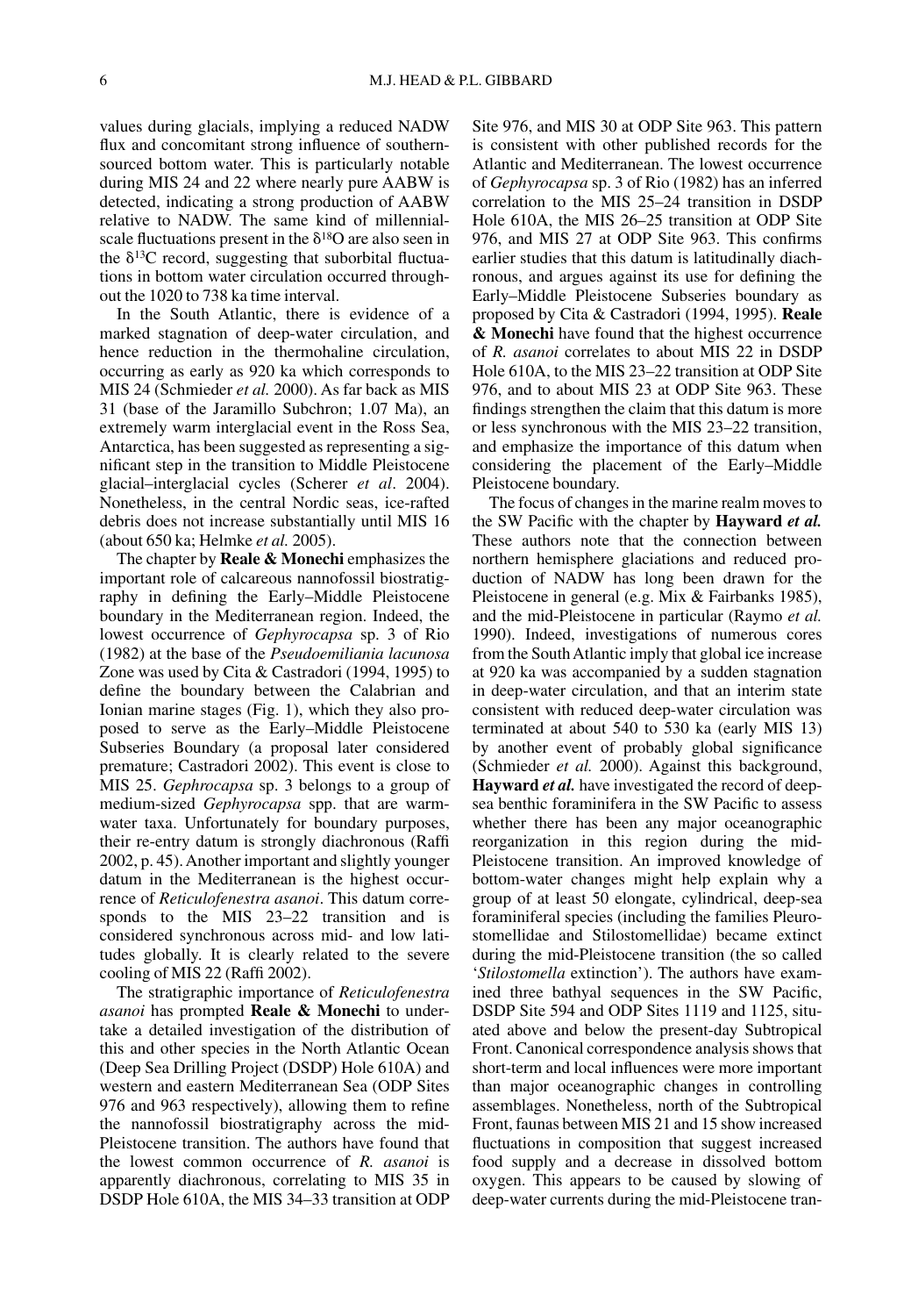values during glacials, implying a reduced NADW flux and concomitant strong influence of southern-sourced bottom water. This is particularly notable during MIS 24 and 22 where nearly pure AABW is detected, indicating a strong production of AABW relative to NADW. The same kind of millennial-scale fluctuations present in the $\delta^{18}O$ are also seen in the $\delta^{13}C$ record, suggesting that suborbital fluctuations in bottom water circulation occurred throughout the 1020 to 738 ka time interval.

In the South Atlantic, there is evidence of a marked stagnation of deep-water circulation, and hence reduction in the thermohaline circulation, occurring as early as 920 ka which corresponds to MIS 24 (Schmieder *et al.* 2000). As far back as MIS 31 (base of the Jaramillo Subchron; 1.07 Ma), an extremely warm interglacial event in the Ross Sea, Antarctica, has been suggested as representing a significant step in the transition to Middle Pleistocene glacial–interglacial cycles (Scherer *et al*. 2004). Nonetheless, in the central Nordic seas, ice-rafted debris does not increase substantially until MIS 16 (about 650 ka; Helmke *et al.* 2005).

The chapter by **Reale & Monechi** emphasizes the important role of calcareous nannofossil biostratigraphy in defining the Early–Middle Pleistocene boundary in the Mediterranean region. Indeed, the lowest occurrence of *Gephyrocapsa* sp. 3 of Rio (1982) at the base of the *Pseudoemiliania lacunosa* Zone was used by Cita & Castradori (1994, 1995) to define the boundary between the Calabrian and Ionian marine stages (Fig. 1), which they also proposed to serve as the Early–Middle Pleistocene Subseries Boundary (a proposal later considered premature; Castradori 2002). This event is close to MIS 25. *Gephrocapsa* sp. 3 belongs to a group of medium-sized *Gephyrocapsa* spp. that are warm-water taxa. Unfortunately for boundary purposes, their re-entry datum is strongly diachronous (Raffi 2002, p. 45). Another important and slightly younger datum in the Mediterranean is the highest occurrence of *Reticulofenestra asanoi*. This datum corresponds to the MIS 23–22 transition and is considered synchronous across mid- and low latitudes globally. It is clearly related to the severe cooling of MIS 22 (Raffi 2002).

The stratigraphic importance of *Reticulofenestra asanoi* has prompted **Reale & Monechi** to undertake a detailed investigation of the distribution of this and other species in the North Atlantic Ocean (Deep Sea Drilling Project (DSDP) Hole 610A) and western and eastern Mediterranean Sea (ODP Sites 976 and 963 respectively), allowing them to refine the nannofossil biostratigraphy across the mid-Pleistocene transition. The authors have found that the lowest common occurrence of *R. asanoi* is apparently diachronous, correlating to MIS 35 in DSDP Hole 610A, the MIS 34–33 transition at ODP Site 976, and MIS 30 at ODP Site 963. This pattern is consistent with other published records for the Atlantic and Mediterranean. The lowest occurrence of *Gephyrocapsa* sp. 3 of Rio (1982) has an inferred correlation to the MIS 25–24 transition in DSDP Hole 610A, the MIS 26–25 transition at ODP Site 976, and MIS 27 at ODP Site 963. This confirms earlier studies that this datum is latitudinally diachronous, and argues against its use for defining the Early–Middle Pleistocene Subseries boundary as proposed by Cita & Castradori (1994, 1995). **Reale & Monechi** have found that the highest occurrence of *R. asanoi* correlates to about MIS 22 in DSDP Hole 610A, to the MIS 23–22 transition at ODP Site 976, and to about MIS 23 at ODP Site 963. These findings strengthen the claim that this datum is more or less synchronous with the MIS 23–22 transition, and emphasize the importance of this datum when considering the placement of the Early–Middle Pleistocene boundary.

The focus of changes in the marine realm moves to the SW Pacific with the chapter by **Hayward *et al.*** These authors note that the connection between northern hemisphere glaciations and reduced production of NADW has long been drawn for the Pleistocene in general (e.g. Mix & Fairbanks 1985), and the mid-Pleistocene in particular (Raymo *et al.* 1990). Indeed, investigations of numerous cores from the South Atlantic imply that global ice increase at 920 ka was accompanied by a sudden stagnation in deep-water circulation, and that an interim state consistent with reduced deep-water circulation was terminated at about 540 to 530 ka (early MIS 13) by another event of probably global significance (Schmieder *et al.* 2000). Against this background, **Hayward *et al.*** have investigated the record of deep-sea benthic foraminifera in the SW Pacific to assess whether there has been any major oceanographic reorganization in this region during the mid-Pleistocene transition. An improved knowledge of bottom-water changes might help explain why a group of at least 50 elongate, cylindrical, deep-sea foraminiferal species (including the families Pleurostomellidae and Stilostomellidae) became extinct during the mid-Pleistocene transition (the so called '*Stilostomella* extinction'). The authors have examined three bathyal sequences in the SW Pacific, DSDP Site 594 and ODP Sites 1119 and 1125, situated above and below the present-day Subtropical Front. Canonical correspondence analysis shows that short-term and local influences were more important than major oceanographic changes in controlling assemblages. Nonetheless, north of the Subtropical Front, faunas between MIS 21 and 15 show increased fluctuations in composition that suggest increased food supply and a decrease in dissolved bottom oxygen. This appears to be caused by slowing of deep-water currents during the mid-Pleistocene tran-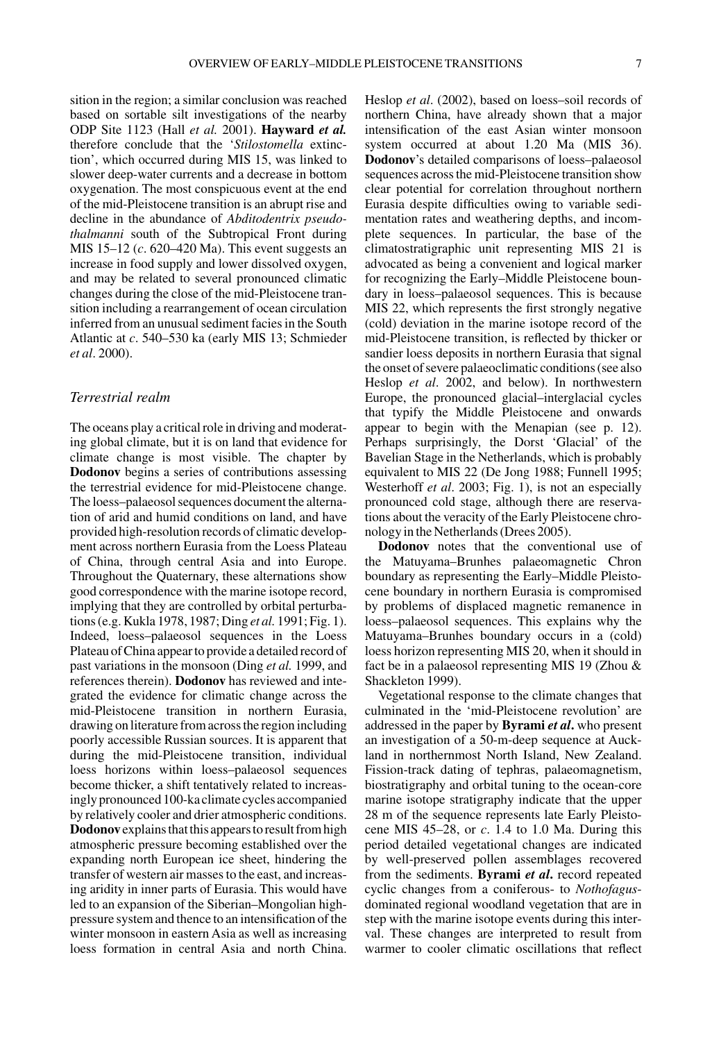sition in the region; a similar conclusion was reached based on sortable silt investigations of the nearby ODP Site 1123 (Hall *et al.* 2001). **Hayward *et al.*** therefore conclude that the '*Stilostomella* extinction', which occurred during MIS 15, was linked to slower deep-water currents and a decrease in bottom oxygenation. The most conspicuous event at the end of the mid-Pleistocene transition is an abrupt rise and decline in the abundance of *Abditodentrix pseudothalmanni* south of the Subtropical Front during MIS 15–12 (*c*. 620–420 Ma). This event suggests an increase in food supply and lower dissolved oxygen, and may be related to several pronounced climatic changes during the close of the mid-Pleistocene transition including a rearrangement of ocean circulation inferred from an unusual sediment facies in the South Atlantic at *c*. 540–530 ka (early MIS 13; Schmieder *et al*. 2000).

## *Terrestrial realm*

The oceans play a critical role in driving and moderating global climate, but it is on land that evidence for climate change is most visible. The chapter by **Dodonov** begins a series of contributions assessing the terrestrial evidence for mid-Pleistocene change. The loess–palaeosol sequences document the alternation of arid and humid conditions on land, and have provided high-resolution records of climatic development across northern Eurasia from the Loess Plateau of China, through central Asia and into Europe. Throughout the Quaternary, these alternations show good correspondence with the marine isotope record, implying that they are controlled by orbital perturbations (e.g. Kukla 1978, 1987; Ding *et al.* 1991; Fig. 1). Indeed, loess–palaeosol sequences in the Loess Plateau of China appear to provide a detailed record of past variations in the monsoon (Ding *et al.* 1999, and references therein). **Dodonov** has reviewed and integrated the evidence for climatic change across the mid-Pleistocene transition in northern Eurasia, drawing on literature from across the region including poorly accessible Russian sources. It is apparent that during the mid-Pleistocene transition, individual loess horizons within loess–palaeosol sequences become thicker, a shift tentatively related to increasingly pronounced 100-ka climate cycles accompanied by relatively cooler and drier atmospheric conditions. **Dodonov** explains that this appears to result from high atmospheric pressure becoming established over the expanding north European ice sheet, hindering the transfer of western air masses to the east, and increasing aridity in inner parts of Eurasia. This would have led to an expansion of the Siberian–Mongolian high-pressure system and thence to an intensification of the winter monsoon in eastern Asia as well as increasing loess formation in central Asia and north China. Heslop *et al*. (2002), based on loess–soil records of northern China, have already shown that a major intensification of the east Asian winter monsoon system occurred at about 1.20 Ma (MIS 36). **Dodonov**'s detailed comparisons of loess–palaeosol sequences across the mid-Pleistocene transition show clear potential for correlation throughout northern Eurasia despite difficulties owing to variable sedimentation rates and weathering depths, and incomplete sequences. In particular, the base of the climatostratigraphic unit representing MIS 21 is advocated as being a convenient and logical marker for recognizing the Early–Middle Pleistocene boundary in loess–palaeosol sequences. This is because MIS 22, which represents the first strongly negative (cold) deviation in the marine isotope record of the mid-Pleistocene transition, is reflected by thicker or sandier loess deposits in northern Eurasia that signal the onset of severe palaeoclimatic conditions (see also Heslop *et al*. 2002, and below). In northwestern Europe, the pronounced glacial–interglacial cycles that typify the Middle Pleistocene and onwards appear to begin with the Menapian (see p. 12). Perhaps surprisingly, the Dorst 'Glacial' of the Bavelian Stage in the Netherlands, which is probably equivalent to MIS 22 (De Jong 1988; Funnell 1995; Westerhoff *et al*. 2003; Fig. 1), is not an especially pronounced cold stage, although there are reservations about the veracity of the Early Pleistocene chronology in the Netherlands (Drees 2005).

**Dodonov** notes that the conventional use of the Matuyama–Brunhes palaeomagnetic Chron boundary as representing the Early–Middle Pleistocene boundary in northern Eurasia is compromised by problems of displaced magnetic remanence in loess–palaeosol sequences. This explains why the Matuyama–Brunhes boundary occurs in a (cold) loess horizon representing MIS 20, when it should in fact be in a palaeosol representing MIS 19 (Zhou & Shackleton 1999).

Vegetational response to the climate changes that culminated in the 'mid-Pleistocene revolution' are addressed in the paper by **Byrami *et al*.** who present an investigation of a 50-m-deep sequence at Auckland in northernmost North Island, New Zealand. Fission-track dating of tephras, palaeomagnetism, biostratigraphy and orbital tuning to the ocean-core marine isotope stratigraphy indicate that the upper 28 m of the sequence represents late Early Pleistocene MIS 45–28, or *c*. 1.4 to 1.0 Ma. During this period detailed vegetational changes are indicated by well-preserved pollen assemblages recovered from the sediments. **Byrami *et al*.** record repeated cyclic changes from a coniferous- to *Nothofagus*-dominated regional woodland vegetation that are in step with the marine isotope events during this interval. These changes are interpreted to result from warmer to cooler climatic oscillations that reflect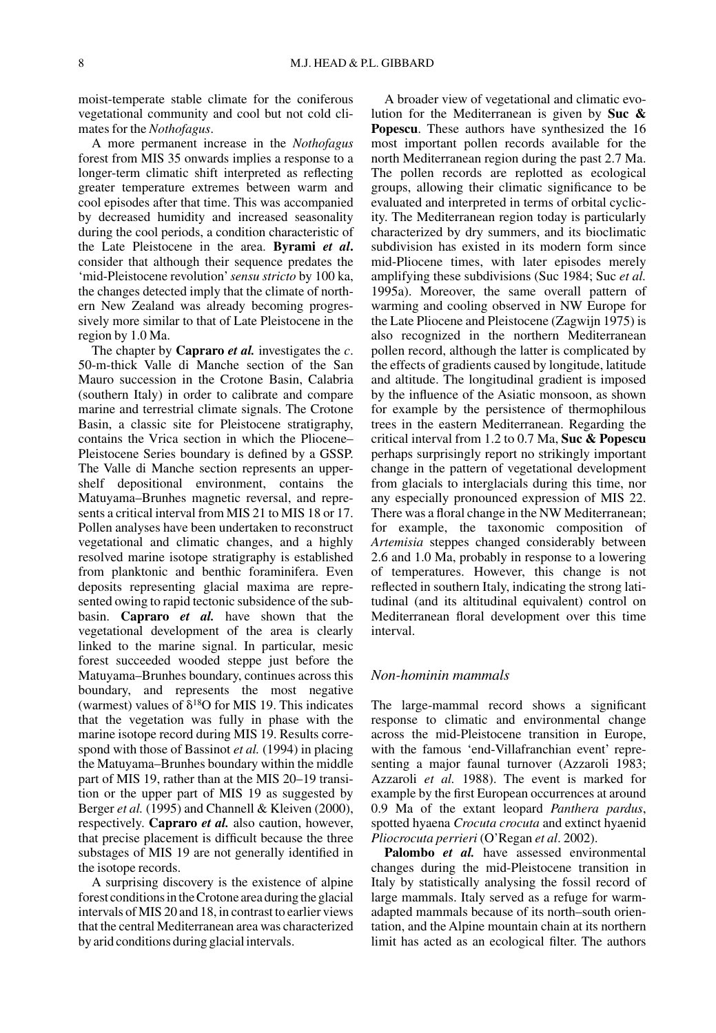moist-temperate stable climate for the coniferous vegetational community and cool but not cold climates for the *Nothofagus*.

A more permanent increase in the *Nothofagus* forest from MIS 35 onwards implies a response to a longer-term climatic shift interpreted as reflecting greater temperature extremes between warm and cool episodes after that time. This was accompanied by decreased humidity and increased seasonality during the cool periods, a condition characteristic of the Late Pleistocene in the area. **Byrami *et al*.** consider that although their sequence predates the 'mid-Pleistocene revolution' *sensu stricto* by 100 ka, the changes detected imply that the climate of northern New Zealand was already becoming progressively more similar to that of Late Pleistocene in the region by 1.0 Ma.

The chapter by **Capraro *et al.*** investigates the *c*. 50-m-thick Valle di Manche section of the San Mauro succession in the Crotone Basin, Calabria (southern Italy) in order to calibrate and compare marine and terrestrial climate signals. The Crotone Basin, a classic site for Pleistocene stratigraphy, contains the Vrica section in which the Pliocene–Pleistocene Series boundary is defined by a GSSP. The Valle di Manche section represents an upper-shelf depositional environment, contains the Matuyama–Brunhes magnetic reversal, and represents a critical interval from MIS 21 to MIS 18 or 17. Pollen analyses have been undertaken to reconstruct vegetational and climatic changes, and a highly resolved marine isotope stratigraphy is established from planktonic and benthic foraminifera. Even deposits representing glacial maxima are represented owing to rapid tectonic subsidence of the sub-basin. **Capraro *et al.*** have shown that the vegetational development of the area is clearly linked to the marine signal. In particular, mesic forest succeeded wooded steppe just before the Matuyama–Brunhes boundary, continues across this boundary, and represents the most negative (warmest) values of $\delta^{18}O$ for MIS 19. This indicates that the vegetation was fully in phase with the marine isotope record during MIS 19. Results correspond with those of Bassinot *et al.* (1994) in placing the Matuyama–Brunhes boundary within the middle part of MIS 19, rather than at the MIS 20–19 transition or the upper part of MIS 19 as suggested by Berger *et al.* (1995) and Channell & Kleiven (2000), respectively. **Capraro *et al.*** also caution, however, that precise placement is difficult because the three substages of MIS 19 are not generally identified in the isotope records.

A surprising discovery is the existence of alpine forest conditions in the Crotone area during the glacial intervals of MIS 20 and 18, in contrast to earlier views that the central Mediterranean area was characterized by arid conditions during glacial intervals.

A broader view of vegetational and climatic evolution for the Mediterranean is given by **Suc & Popescu**. These authors have synthesized the 16 most important pollen records available for the north Mediterranean region during the past 2.7 Ma. The pollen records are replotted as ecological groups, allowing their climatic significance to be evaluated and interpreted in terms of orbital cyclicity. The Mediterranean region today is particularly characterized by dry summers, and its bioclimatic subdivision has existed in its modern form since mid-Pliocene times, with later episodes merely amplifying these subdivisions (Suc 1984; Suc *et al.* 1995a). Moreover, the same overall pattern of warming and cooling observed in NW Europe for the Late Pliocene and Pleistocene (Zagwijn 1975) is also recognized in the northern Mediterranean pollen record, although the latter is complicated by the effects of gradients caused by longitude, latitude and altitude. The longitudinal gradient is imposed by the influence of the Asiatic monsoon, as shown for example by the persistence of thermophilous trees in the eastern Mediterranean. Regarding the critical interval from 1.2 to 0.7 Ma, **Suc & Popescu** perhaps surprisingly report no strikingly important change in the pattern of vegetational development from glacials to interglacials during this time, nor any especially pronounced expression of MIS 22. There was a floral change in the NW Mediterranean; for example, the taxonomic composition of *Artemisia* steppes changed considerably between 2.6 and 1.0 Ma, probably in response to a lowering of temperatures. However, this change is not reflected in southern Italy, indicating the strong latitudinal (and its altitudinal equivalent) control on Mediterranean floral development over this time interval.

### *Non-hominin mammals*

The large-mammal record shows a significant response to climatic and environmental change across the mid-Pleistocene transition in Europe, with the famous 'end-Villafranchian event' representing a major faunal turnover (Azzaroli 1983; Azzaroli *et al.* 1988). The event is marked for example by the first European occurrences at around 0.9 Ma of the extant leopard *Panthera pardus*, spotted hyaena *Crocuta crocuta* and extinct hyaenid *Pliocrocuta perrieri* (O'Regan *et al*. 2002).

**Palombo *et al.*** have assessed environmental changes during the mid-Pleistocene transition in Italy by statistically analysing the fossil record of large mammals. Italy served as a refuge for warm-adapted mammals because of its north–south orientation, and the Alpine mountain chain at its northern limit has acted as an ecological filter. The authors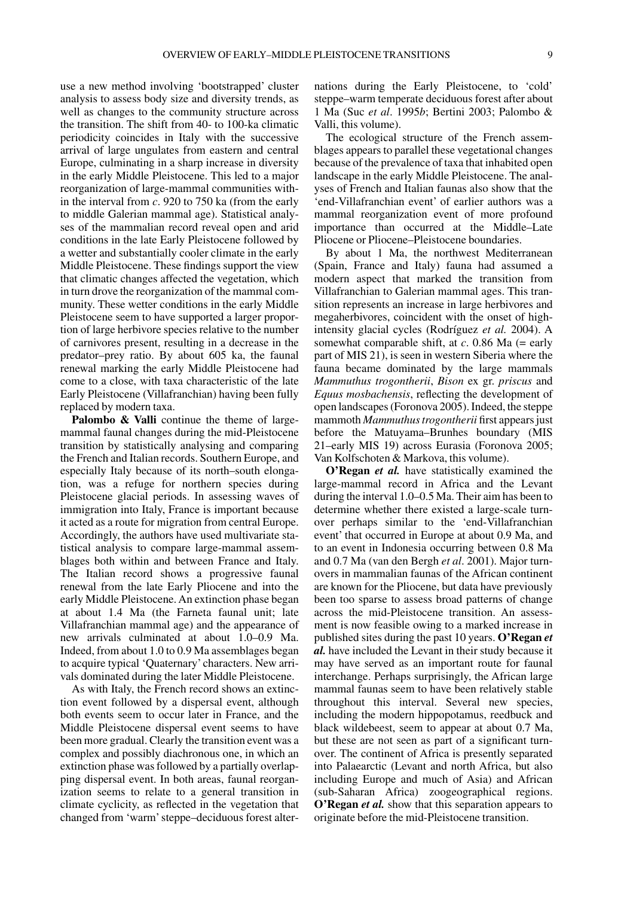use a new method involving 'bootstrapped' cluster analysis to assess body size and diversity trends, as well as changes to the community structure across the transition. The shift from 40- to 100-ka climatic periodicity coincides in Italy with the successive arrival of large ungulates from eastern and central Europe, culminating in a sharp increase in diversity in the early Middle Pleistocene. This led to a major reorganization of large-mammal communities within the interval from *c*. 920 to 750 ka (from the early to middle Galerian mammal age). Statistical analyses of the mammalian record reveal open and arid conditions in the late Early Pleistocene followed by a wetter and substantially cooler climate in the early Middle Pleistocene. These findings support the view that climatic changes affected the vegetation, which in turn drove the reorganization of the mammal community. These wetter conditions in the early Middle Pleistocene seem to have supported a larger proportion of large herbivore species relative to the number of carnivores present, resulting in a decrease in the predator–prey ratio. By about 605 ka, the faunal renewal marking the early Middle Pleistocene had come to a close, with taxa characteristic of the late Early Pleistocene (Villafranchian) having been fully replaced by modern taxa.

**Palombo & Valli** continue the theme of large-mammal faunal changes during the mid-Pleistocene transition by statistically analysing and comparing the French and Italian records. Southern Europe, and especially Italy because of its north–south elongation, was a refuge for northern species during Pleistocene glacial periods. In assessing waves of immigration into Italy, France is important because it acted as a route for migration from central Europe. Accordingly, the authors have used multivariate statistical analysis to compare large-mammal assemblages both within and between France and Italy. The Italian record shows a progressive faunal renewal from the late Early Pliocene and into the early Middle Pleistocene. An extinction phase began at about 1.4 Ma (the Farneta faunal unit; late Villafranchian mammal age) and the appearance of new arrivals culminated at about 1.0–0.9 Ma. Indeed, from about 1.0 to 0.9 Ma assemblages began to acquire typical 'Quaternary' characters. New arrivals dominated during the later Middle Pleistocene.

As with Italy, the French record shows an extinction event followed by a dispersal event, although both events seem to occur later in France, and the Middle Pleistocene dispersal event seems to have been more gradual. Clearly the transition event was a complex and possibly diachronous one, in which an extinction phase was followed by a partially overlapping dispersal event. In both areas, faunal reorganization seems to relate to a general transition in climate cyclicity, as reflected in the vegetation that changed from 'warm' steppe–deciduous forest alternations during the Early Pleistocene, to 'cold' steppe–warm temperate deciduous forest after about 1 Ma (Suc *et al*. 1995*b*; Bertini 2003; Palombo & Valli, this volume).

The ecological structure of the French assemblages appears to parallel these vegetational changes because of the prevalence of taxa that inhabited open landscape in the early Middle Pleistocene. The analyses of French and Italian faunas also show that the 'end-Villafranchian event' of earlier authors was a mammal reorganization event of more profound importance than occurred at the Middle–Late Pliocene or Pliocene–Pleistocene boundaries.

By about 1 Ma, the northwest Mediterranean (Spain, France and Italy) fauna had assumed a modern aspect that marked the transition from Villafranchian to Galerian mammal ages. This transition represents an increase in large herbivores and megaherbivores, coincident with the onset of high-intensity glacial cycles (Rodríguez *et al.* 2004). A somewhat comparable shift, at *c*. 0.86 Ma (= early part of MIS 21), is seen in western Siberia where the fauna became dominated by the large mammals *Mammuthus trogontherii*, *Bison* ex gr. *priscus* and *Equus mosbachensis*, reflecting the development of open landscapes (Foronova 2005). Indeed, the steppe mammoth *Mammuthus trogontherii* first appears just before the Matuyama–Brunhes boundary (MIS 21–early MIS 19) across Eurasia (Foronova 2005; Van Kolfschoten & Markova, this volume).

**O'Regan *et al.*** have statistically examined the large-mammal record in Africa and the Levant during the interval 1.0–0.5 Ma. Their aim has been to determine whether there existed a large-scale turnover perhaps similar to the 'end-Villafranchian event' that occurred in Europe at about 0.9 Ma, and to an event in Indonesia occurring between 0.8 Ma and 0.7 Ma (van den Bergh *et al*. 2001). Major turnovers in mammalian faunas of the African continent are known for the Pliocene, but data have previously been too sparse to assess broad patterns of change across the mid-Pleistocene transition. An assessment is now feasible owing to a marked increase in published sites during the past 10 years. **O'Regan *et al.*** have included the Levant in their study because it may have served as an important route for faunal interchange. Perhaps surprisingly, the African large mammal faunas seem to have been relatively stable throughout this interval. Several new species, including the modern hippopotamus, reedbuck and black wildebeest, seem to appear at about 0.7 Ma, but these are not seen as part of a significant turnover. The continent of Africa is presently separated into Palaearctic (Levant and north Africa, but also including Europe and much of Asia) and African (sub-Saharan Africa) zoogeographical regions. **O'Regan *et al.*** show that this separation appears to originate before the mid-Pleistocene transition.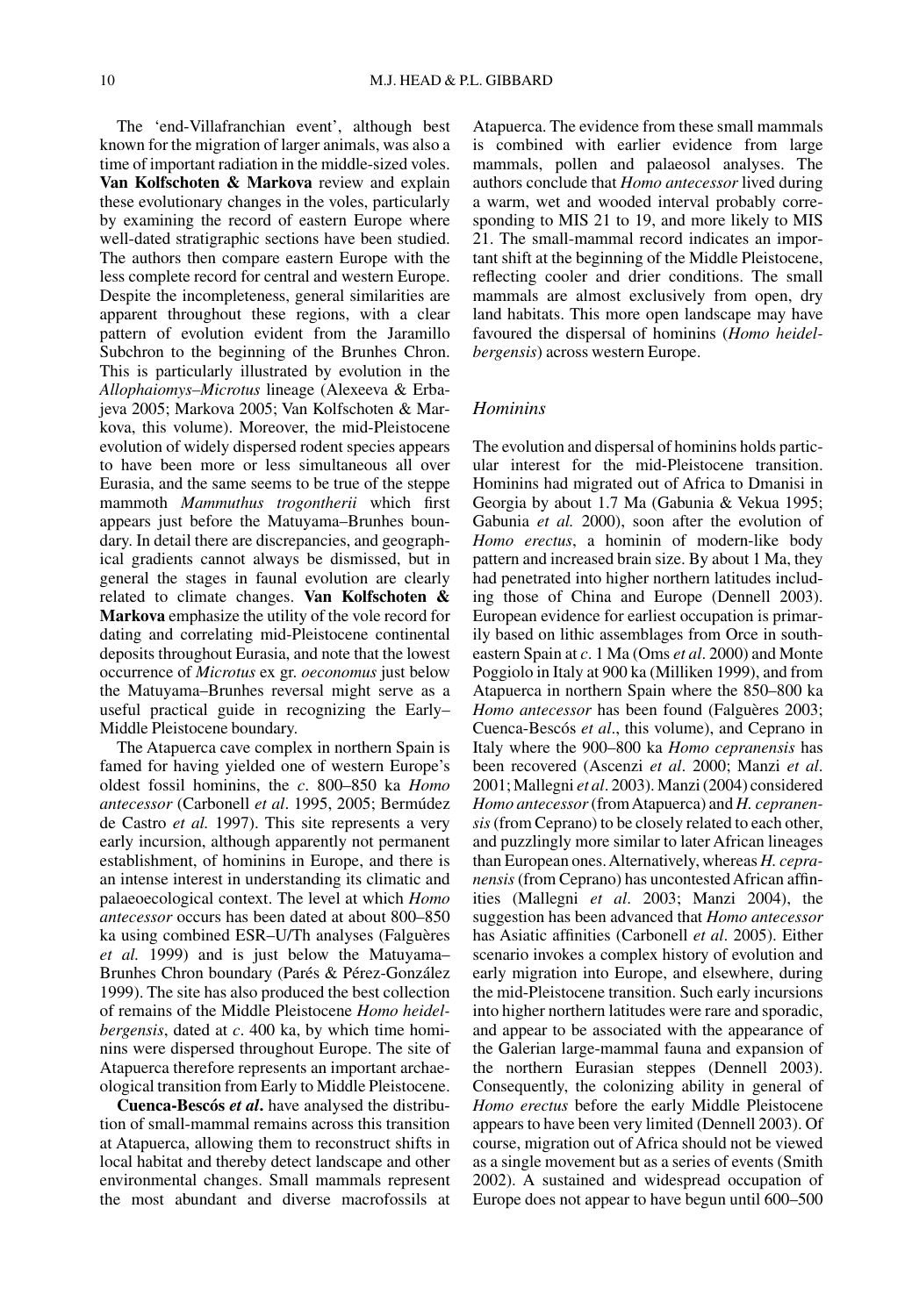The 'end-Villafranchian event', although best known for the migration of larger animals, was also a time of important radiation in the middle-sized voles. **Van Kolfschoten & Markova** review and explain these evolutionary changes in the voles, particularly by examining the record of eastern Europe where well-dated stratigraphic sections have been studied. The authors then compare eastern Europe with the less complete record for central and western Europe. Despite the incompleteness, general similarities are apparent throughout these regions, with a clear pattern of evolution evident from the Jaramillo Subchron to the beginning of the Brunhes Chron. This is particularly illustrated by evolution in the *Allophaiomys–Microtus* lineage (Alexeeva & Erbajeva 2005; Markova 2005; Van Kolfschoten & Markova, this volume). Moreover, the mid-Pleistocene evolution of widely dispersed rodent species appears to have been more or less simultaneous all over Eurasia, and the same seems to be true of the steppe mammoth *Mammuthus trogontherii* which first appears just before the Matuyama–Brunhes boundary. In detail there are discrepancies, and geographical gradients cannot always be dismissed, but in general the stages in faunal evolution are clearly related to climate changes. **Van Kolfschoten & Markova** emphasize the utility of the vole record for dating and correlating mid-Pleistocene continental deposits throughout Eurasia, and note that the lowest occurrence of *Microtus* ex gr. *oeconomus* just below the Matuyama–Brunhes reversal might serve as a useful practical guide in recognizing the Early–Middle Pleistocene boundary.

The Atapuerca cave complex in northern Spain is famed for having yielded one of western Europe's oldest fossil hominins, the *c*. 800–850 ka *Homo antecessor* (Carbonell *et al*. 1995, 2005; Bermúdez de Castro *et al.* 1997). This site represents a very early incursion, although apparently not permanent establishment, of hominins in Europe, and there is an intense interest in understanding its climatic and palaeoecological context. The level at which *Homo antecessor* occurs has been dated at about 800–850 ka using combined ESR–U/Th analyses (Falguères *et al.* 1999) and is just below the Matuyama–Brunhes Chron boundary (Parés & Pérez-González 1999). The site has also produced the best collection of remains of the Middle Pleistocene *Homo heidelbergensis*, dated at *c*. 400 ka, by which time hominins were dispersed throughout Europe. The site of Atapuerca therefore represents an important archaeological transition from Early to Middle Pleistocene.

**Cuenca-Bescós *et al*.** have analysed the distribution of small-mammal remains across this transition at Atapuerca, allowing them to reconstruct shifts in local habitat and thereby detect landscape and other environmental changes. Small mammals represent the most abundant and diverse macrofossils at Atapuerca. The evidence from these small mammals is combined with earlier evidence from large mammals, pollen and palaeosol analyses. The authors conclude that *Homo antecessor* lived during a warm, wet and wooded interval probably corresponding to MIS 21 to 19, and more likely to MIS 21. The small-mammal record indicates an important shift at the beginning of the Middle Pleistocene, reflecting cooler and drier conditions. The small mammals are almost exclusively from open, dry land habitats. This more open landscape may have favoured the dispersal of hominins (*Homo heidelbergensis*) across western Europe.

## *Hominins*

The evolution and dispersal of hominins holds particular interest for the mid-Pleistocene transition. Hominins had migrated out of Africa to Dmanisi in Georgia by about 1.7 Ma (Gabunia & Vekua 1995; Gabunia *et al.* 2000), soon after the evolution of *Homo erectus*, a hominin of modern-like body pattern and increased brain size. By about 1 Ma, they had penetrated into higher northern latitudes including those of China and Europe (Dennell 2003). European evidence for earliest occupation is primarily based on lithic assemblages from Orce in southeastern Spain at *c*. 1 Ma (Oms *et al*. 2000) and Monte Poggiolo in Italy at 900 ka (Milliken 1999), and from Atapuerca in northern Spain where the 850–800 ka *Homo antecessor* has been found (Falguères 2003; Cuenca-Bescós *et al*., this volume), and Ceprano in Italy where the 900–800 ka *Homo cepranensis* has been recovered (Ascenzi *et al*. 2000; Manzi *et al*. 2001; Mallegni *et al*. 2003). Manzi (2004) considered *Homo antecessor* (from Atapuerca) and *H. cepranensis* (from Ceprano) to be closely related to each other, and puzzlingly more similar to later African lineages than European ones. Alternatively, whereas *H. cepranensis* (from Ceprano) has uncontested African affinities (Mallegni *et al*. 2003; Manzi 2004), the suggestion has been advanced that *Homo antecessor* has Asiatic affinities (Carbonell *et al*. 2005). Either scenario invokes a complex history of evolution and early migration into Europe, and elsewhere, during the mid-Pleistocene transition. Such early incursions into higher northern latitudes were rare and sporadic, and appear to be associated with the appearance of the Galerian large-mammal fauna and expansion of the northern Eurasian steppes (Dennell 2003). Consequently, the colonizing ability in general of *Homo erectus* before the early Middle Pleistocene appears to have been very limited (Dennell 2003). Of course, migration out of Africa should not be viewed as a single movement but as a series of events (Smith 2002). A sustained and widespread occupation of Europe does not appear to have begun until 600–500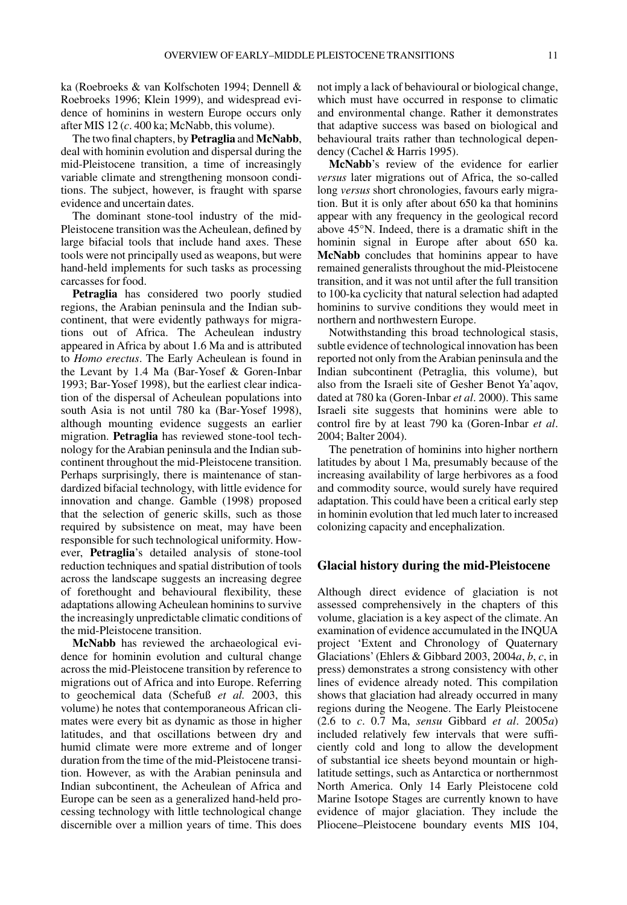ka (Roebroeks & van Kolfschoten 1994; Dennell & Roebroeks 1996; Klein 1999), and widespread evidence of hominins in western Europe occurs only after MIS 12 (*c*. 400 ka; McNabb, this volume).

The two final chapters, by **Petraglia** and **McNabb**, deal with hominin evolution and dispersal during the mid-Pleistocene transition, a time of increasingly variable climate and strengthening monsoon conditions. The subject, however, is fraught with sparse evidence and uncertain dates.

The dominant stone-tool industry of the mid-Pleistocene transition was the Acheulean, defined by large bifacial tools that include hand axes. These tools were not principally used as weapons, but were hand-held implements for such tasks as processing carcasses for food.

**Petraglia** has considered two poorly studied regions, the Arabian peninsula and the Indian subcontinent, that were evidently pathways for migrations out of Africa. The Acheulean industry appeared in Africa by about 1.6 Ma and is attributed to *Homo erectus*. The Early Acheulean is found in the Levant by 1.4 Ma (Bar-Yosef & Goren-Inbar 1993; Bar-Yosef 1998), but the earliest clear indication of the dispersal of Acheulean populations into south Asia is not until 780 ka (Bar-Yosef 1998), although mounting evidence suggests an earlier migration. **Petraglia** has reviewed stone-tool technology for the Arabian peninsula and the Indian subcontinent throughout the mid-Pleistocene transition. Perhaps surprisingly, there is maintenance of standardized bifacial technology, with little evidence for innovation and change. Gamble (1998) proposed that the selection of generic skills, such as those required by subsistence on meat, may have been responsible for such technological uniformity. However, **Petraglia**'s detailed analysis of stone-tool reduction techniques and spatial distribution of tools across the landscape suggests an increasing degree of forethought and behavioural flexibility, these adaptations allowing Acheulean hominins to survive the increasingly unpredictable climatic conditions of the mid-Pleistocene transition.

**McNabb** has reviewed the archaeological evidence for hominin evolution and cultural change across the mid-Pleistocene transition by reference to migrations out of Africa and into Europe. Referring to geochemical data (Schefuß *et al.* 2003, this volume) he notes that contemporaneous African climates were every bit as dynamic as those in higher latitudes, and that oscillations between dry and humid climate were more extreme and of longer duration from the time of the mid-Pleistocene transition. However, as with the Arabian peninsula and Indian subcontinent, the Acheulean of Africa and Europe can be seen as a generalized hand-held processing technology with little technological change discernible over a million years of time. This does not imply a lack of behavioural or biological change, which must have occurred in response to climatic and environmental change. Rather it demonstrates that adaptive success was based on biological and behavioural traits rather than technological dependency (Cachel & Harris 1995).

**McNabb**'s review of the evidence for earlier *versus* later migrations out of Africa, the so-called long *versus* short chronologies, favours early migration. But it is only after about 650 ka that hominins appear with any frequency in the geological record above 45°N. Indeed, there is a dramatic shift in the hominin signal in Europe after about 650 ka. **McNabb** concludes that hominins appear to have remained generalists throughout the mid-Pleistocene transition, and it was not until after the full transition to 100-ka cyclicity that natural selection had adapted hominins to survive conditions they would meet in northern and northwestern Europe.

Notwithstanding this broad technological stasis, subtle evidence of technological innovation has been reported not only from the Arabian peninsula and the Indian subcontinent (Petraglia, this volume), but also from the Israeli site of Gesher Benot Ya'aqov, dated at 780 ka (Goren-Inbar *et al*. 2000). This same Israeli site suggests that hominins were able to control fire by at least 790 ka (Goren-Inbar *et al*. 2004; Balter 2004).

The penetration of hominins into higher northern latitudes by about 1 Ma, presumably because of the increasing availability of large herbivores as a food and commodity source, would surely have required adaptation. This could have been a critical early step in hominin evolution that led much later to increased colonizing capacity and encephalization.

## Glacial history during the mid-Pleistocene

Although direct evidence of glaciation is not assessed comprehensively in the chapters of this volume, glaciation is a key aspect of the climate. An examination of evidence accumulated in the INQUA project 'Extent and Chronology of Quaternary Glaciations' (Ehlers & Gibbard 2003, 2004*a*, *b*, *c*, in press) demonstrates a strong consistency with other lines of evidence already noted. This compilation shows that glaciation had already occurred in many regions during the Neogene. The Early Pleistocene (2.6 to *c*. 0.7 Ma, *sensu* Gibbard *et al*. 2005*a*) included relatively few intervals that were sufficiently cold and long to allow the development of substantial ice sheets beyond mountain or high-latitude settings, such as Antarctica or northernmost North America. Only 14 Early Pleistocene cold Marine Isotope Stages are currently known to have evidence of major glaciation. They include the Pliocene–Pleistocene boundary events MIS 104,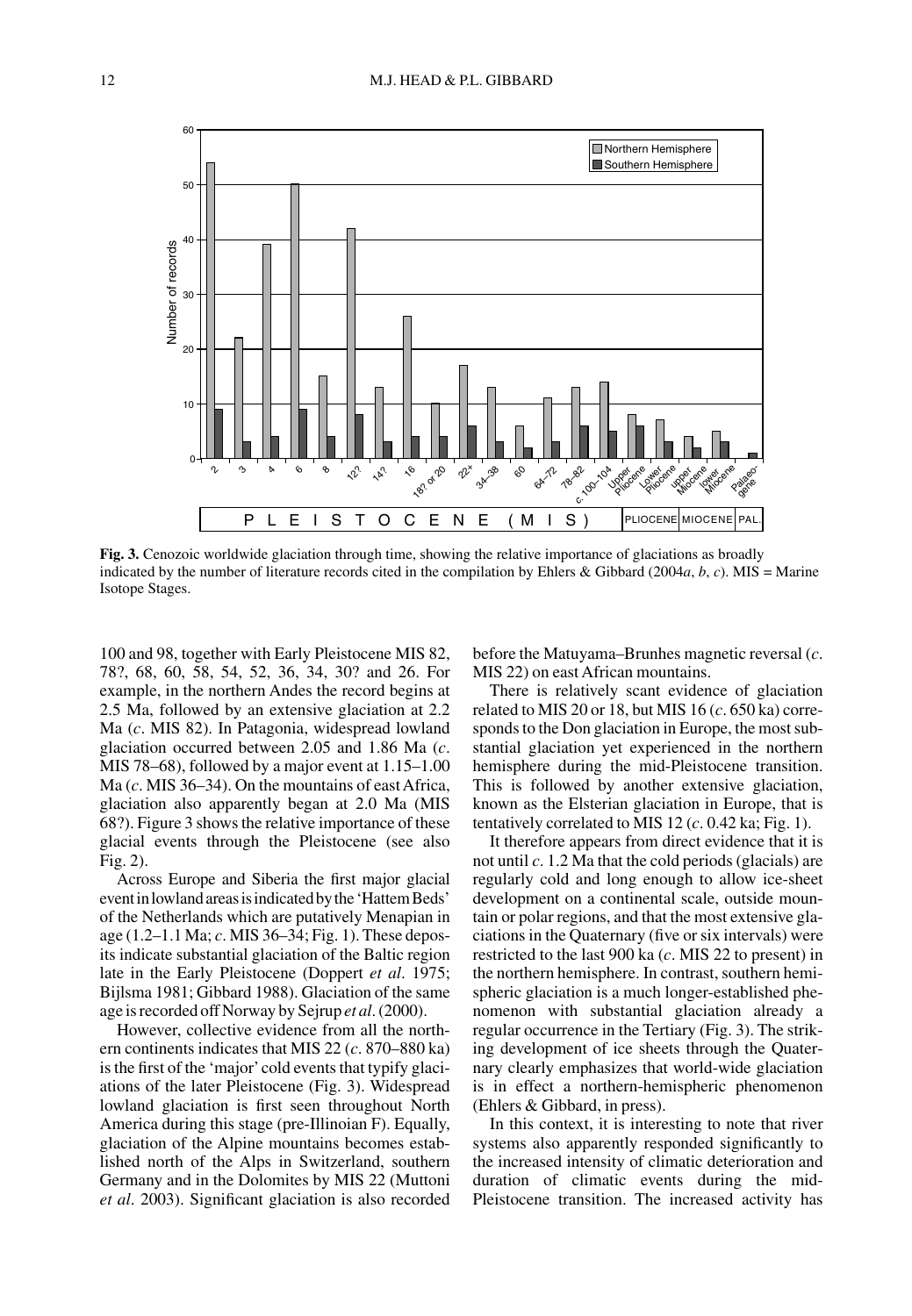**Fig. 3.** Cenozoic worldwide glaciation through time, showing the relative importance of glaciations as broadly indicated by the number of literature records cited in the compilation by Ehlers & Gibbard (2004*a*, *b*, *c*). MIS = Marine Isotope Stages.

100 and 98, together with Early Pleistocene MIS 82, 78?, 68, 60, 58, 54, 52, 36, 34, 30? and 26. For example, in the northern Andes the record begins at 2.5 Ma, followed by an extensive glaciation at 2.2 Ma (*c*. MIS 82). In Patagonia, widespread lowland glaciation occurred between 2.05 and 1.86 Ma (*c*. MIS 78–68), followed by a major event at 1.15–1.00 Ma (*c*. MIS 36–34). On the mountains of east Africa, glaciation also apparently began at 2.0 Ma (MIS 68?). Figure 3 shows the relative importance of these glacial events through the Pleistocene (see also Fig. 2).

Across Europe and Siberia the first major glacial event in lowland areas is indicated by the 'Hattem Beds' of the Netherlands which are putatively Menapian in age (1.2–1.1 Ma; *c*. MIS 36–34; Fig. 1). These deposits indicate substantial glaciation of the Baltic region late in the Early Pleistocene (Doppert *et al*. 1975; Bijlsma 1981; Gibbard 1988). Glaciation of the same age is recorded off Norway by Sejrup *et al*. (2000).

However, collective evidence from all the northern continents indicates that MIS 22 (*c*. 870–880 ka) is the first of the 'major' cold events that typify glaciations of the later Pleistocene (Fig. 3). Widespread lowland glaciation is first seen throughout North America during this stage (pre-Illinoian F). Equally, glaciation of the Alpine mountains becomes established north of the Alps in Switzerland, southern Germany and in the Dolomites by MIS 22 (Muttoni *et al*. 2003). Significant glaciation is also recorded before the Matuyama–Brunhes magnetic reversal (*c*. MIS 22) on east African mountains.

There is relatively scant evidence of glaciation related to MIS 20 or 18, but MIS 16 (*c*. 650 ka) corresponds to the Don glaciation in Europe, the most substantial glaciation yet experienced in the northern hemisphere during the mid-Pleistocene transition. This is followed by another extensive glaciation, known as the Elsterian glaciation in Europe, that is tentatively correlated to MIS 12 (*c*. 0.42 ka; Fig. 1).

It therefore appears from direct evidence that it is not until *c*. 1.2 Ma that the cold periods (glacials) are regularly cold and long enough to allow ice-sheet development on a continental scale, outside mountain or polar regions, and that the most extensive glaciations in the Quaternary (five or six intervals) were restricted to the last 900 ka (*c*. MIS 22 to present) in the northern hemisphere. In contrast, southern hemispheric glaciation is a much longer-established phenomenon with substantial glaciation already a regular occurrence in the Tertiary (Fig. 3). The striking development of ice sheets through the Quaternary clearly emphasizes that world-wide glaciation is in effect a northern-hemispheric phenomenon (Ehlers & Gibbard, in press).

In this context, it is interesting to note that river systems also apparently responded significantly to the increased intensity of climatic deterioration and duration of climatic events during the mid-Pleistocene transition. The increased activity has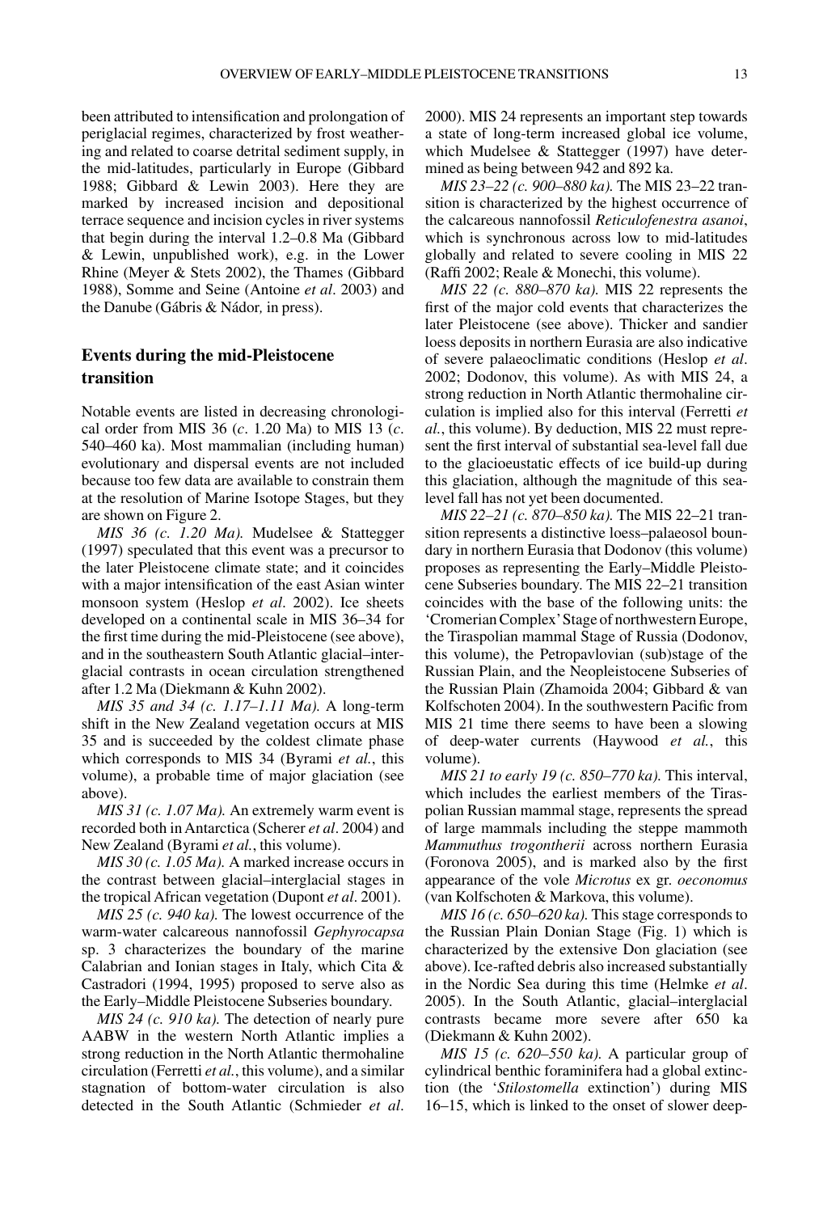been attributed to intensification and prolongation of periglacial regimes, characterized by frost weathering and related to coarse detrital sediment supply, in the mid-latitudes, particularly in Europe (Gibbard 1988; Gibbard & Lewin 2003). Here they are marked by increased incision and depositional terrace sequence and incision cycles in river systems that begin during the interval 1.2–0.8 Ma (Gibbard & Lewin, unpublished work), e.g. in the Lower Rhine (Meyer & Stets 2002), the Thames (Gibbard 1988), Somme and Seine (Antoine *et al*. 2003) and the Danube (Gábris & Nádor, in press).

## Events during the mid-Pleistocene transition

Notable events are listed in decreasing chronological order from MIS 36 (*c*. 1.20 Ma) to MIS 13 (*c*. 540–460 ka). Most mammalian (including human) evolutionary and dispersal events are not included because too few data are available to constrain them at the resolution of Marine Isotope Stages, but they are shown on Figure 2.

*MIS 36 (c. 1.20 Ma).* Mudelsee & Stattegger (1997) speculated that this event was a precursor to the later Pleistocene climate state; and it coincides with a major intensification of the east Asian winter monsoon system (Heslop *et al*. 2002). Ice sheets developed on a continental scale in MIS 36–34 for the first time during the mid-Pleistocene (see above), and in the southeastern South Atlantic glacial–interglacial contrasts in ocean circulation strengthened after 1.2 Ma (Diekmann & Kuhn 2002).

*MIS 35 and 34 (c. 1.17–1.11 Ma).* A long-term shift in the New Zealand vegetation occurs at MIS 35 and is succeeded by the coldest climate phase which corresponds to MIS 34 (Byrami *et al.*, this volume), a probable time of major glaciation (see above).

*MIS 31 (c. 1.07 Ma).* An extremely warm event is recorded both in Antarctica (Scherer *et al*. 2004) and New Zealand (Byrami *et al.*, this volume).

*MIS 30 (c. 1.05 Ma).* A marked increase occurs in the contrast between glacial–interglacial stages in the tropical African vegetation (Dupont *et al*. 2001).

*MIS 25 (c. 940 ka).* The lowest occurrence of the warm-water calcareous nannofossil *Gephyrocapsa* sp. 3 characterizes the boundary of the marine Calabrian and Ionian stages in Italy, which Cita & Castradori (1994, 1995) proposed to serve also as the Early–Middle Pleistocene Subseries boundary.

*MIS 24 (c. 910 ka).* The detection of nearly pure AABW in the western North Atlantic implies a strong reduction in the North Atlantic thermohaline circulation (Ferretti *et al.*, this volume), and a similar stagnation of bottom-water circulation is also detected in the South Atlantic (Schmieder *et al*. 2000). MIS 24 represents an important step towards a state of long-term increased global ice volume, which Mudelsee & Stattegger (1997) have determined as being between 942 and 892 ka.

*MIS 23–22 (c. 900–880 ka).* The MIS 23–22 transition is characterized by the highest occurrence of the calcareous nannofossil *Reticulofenestra asanoi*, which is synchronous across low to mid-latitudes globally and related to severe cooling in MIS 22 (Raffi 2002; Reale & Monechi, this volume).

*MIS 22 (c. 880–870 ka).* MIS 22 represents the first of the major cold events that characterizes the later Pleistocene (see above). Thicker and sandier loess deposits in northern Eurasia are also indicative of severe palaeoclimatic conditions (Heslop *et al*. 2002; Dodonov, this volume). As with MIS 24, a strong reduction in North Atlantic thermohaline circulation is implied also for this interval (Ferretti *et al.*, this volume). By deduction, MIS 22 must represent the first interval of substantial sea-level fall due to the glacioeustatic effects of ice build-up during this glaciation, although the magnitude of this sea-level fall has not yet been documented.

*MIS 22–21 (c. 870–850 ka).* The MIS 22–21 transition represents a distinctive loess–palaeosol boundary in northern Eurasia that Dodonov (this volume) proposes as representing the Early–Middle Pleistocene Subseries boundary. The MIS 22–21 transition coincides with the base of the following units: the 'Cromerian Complex' Stage of northwestern Europe, the Tiraspolian mammal Stage of Russia (Dodonov, this volume), the Petropavlovian (sub)stage of the Russian Plain, and the Neopleistocene Subseries of the Russian Plain (Zhamoida 2004; Gibbard & van Kolfschoten 2004). In the southwestern Pacific from MIS 21 time there seems to have been a slowing of deep-water currents (Haywood *et al.*, this volume).

*MIS 21 to early 19 (c. 850–770 ka).* This interval, which includes the earliest members of the Tiraspolian Russian mammal stage, represents the spread of large mammals including the steppe mammoth *Mammuthus trogontherii* across northern Eurasia (Foronova 2005), and is marked also by the first appearance of the vole *Microtus* ex gr. *oeconomus* (van Kolfschoten & Markova, this volume).

*MIS 16 (c. 650–620 ka).* This stage corresponds to the Russian Plain Donian Stage (Fig. 1) which is characterized by the extensive Don glaciation (see above). Ice-rafted debris also increased substantially in the Nordic Sea during this time (Helmke *et al*. 2005). In the South Atlantic, glacial–interglacial contrasts became more severe after 650 ka (Diekmann & Kuhn 2002).

*MIS 15 (c. 620–550 ka).* A particular group of cylindrical benthic foraminifera had a global extinction (the '*Stilostomella* extinction') during MIS 16–15, which is linked to the onset of slower deep-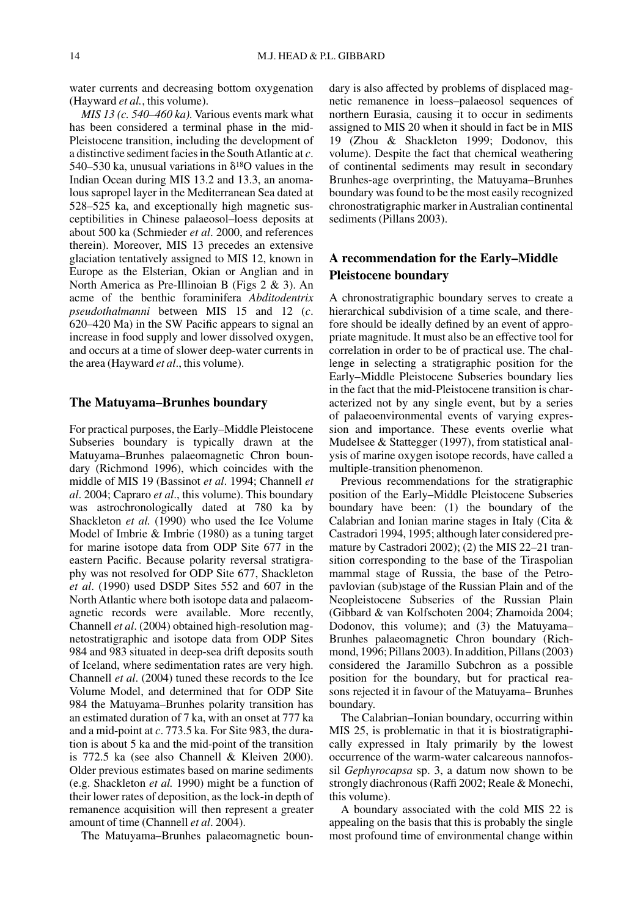water currents and decreasing bottom oxygenation (Hayward *et al.*, this volume).

*MIS 13 (c. 540–460 ka).* Various events mark what has been considered a terminal phase in the mid-Pleistocene transition, including the development of a distinctive sediment facies in the South Atlantic at *c.* 540–530 ka, unusual variations in $\delta^{18}O$ values in the Indian Ocean during MIS 13.2 and 13.3, an anomalous sapropel layer in the Mediterranean Sea dated at 528–525 ka, and exceptionally high magnetic susceptibilities in Chinese palaeosol–loess deposits at about 500 ka (Schmieder *et al*. 2000, and references therein). Moreover, MIS 13 precedes an extensive glaciation tentatively assigned to MIS 12, known in Europe as the Elsterian, Okian or Anglian and in North America as Pre-Illinoian B (Figs 2 & 3). An acme of the benthic foraminifera *Abditodentrix pseudothalmanni* between MIS 15 and 12 (*c.* 620–420 Ma) in the SW Pacific appears to signal an increase in food supply and lower dissolved oxygen, and occurs at a time of slower deep-water currents in the area (Hayward *et al*., this volume).

## The Matuyama–Brunhes boundary

For practical purposes, the Early–Middle Pleistocene Subseries boundary is typically drawn at the Matuyama–Brunhes palaeomagnetic Chron boundary (Richmond 1996), which coincides with the middle of MIS 19 (Bassinot *et al*. 1994; Channell *et al*. 2004; Capraro *et al*., this volume). This boundary was astrochronologically dated at 780 ka by Shackleton *et al.* (1990) who used the Ice Volume Model of Imbrie & Imbrie (1980) as a tuning target for marine isotope data from ODP Site 677 in the eastern Pacific. Because polarity reversal stratigraphy was not resolved for ODP Site 677, Shackleton *et al*. (1990) used DSDP Sites 552 and 607 in the North Atlantic where both isotope data and palaeomagnetic records were available. More recently, Channell *et al*. (2004) obtained high-resolution magnetostratigraphic and isotope data from ODP Sites 984 and 983 situated in deep-sea drift deposits south of Iceland, where sedimentation rates are very high. Channell *et al*. (2004) tuned these records to the Ice Volume Model, and determined that for ODP Site 984 the Matuyama–Brunhes polarity transition has an estimated duration of 7 ka, with an onset at 777 ka and a mid-point at *c*. 773.5 ka. For Site 983, the duration is about 5 ka and the mid-point of the transition is 772.5 ka (see also Channell & Kleiven 2000). Older previous estimates based on marine sediments (e.g. Shackleton *et al.* 1990) might be a function of their lower rates of deposition, as the lock-in depth of remanence acquisition will then represent a greater amount of time (Channell *et al*. 2004).

The Matuyama–Brunhes palaeomagnetic boundary is also affected by problems of displaced magnetic remanence in loess–palaeosol sequences of northern Eurasia, causing it to occur in sediments assigned to MIS 20 when it should in fact be in MIS 19 (Zhou & Shackleton 1999; Dodonov, this volume). Despite the fact that chemical weathering of continental sediments may result in secondary Brunhes-age overprinting, the Matuyama–Brunhes boundary was found to be the most easily recognized chronostratigraphic marker in Australian continental sediments (Pillans 2003).

## A recommendation for the Early–Middle Pleistocene boundary

A chronostratigraphic boundary serves to create a hierarchical subdivision of a time scale, and therefore should be ideally defined by an event of appropriate magnitude. It must also be an effective tool for correlation in order to be of practical use. The challenge in selecting a stratigraphic position for the Early–Middle Pleistocene Subseries boundary lies in the fact that the mid-Pleistocene transition is characterized not by any single event, but by a series of palaeoenvironmental events of varying expression and importance. These events overlie what Mudelsee & Stattegger (1997), from statistical analysis of marine oxygen isotope records, have called a multiple-transition phenomenon.

Previous recommendations for the stratigraphic position of the Early–Middle Pleistocene Subseries boundary have been: (1) the boundary of the Calabrian and Ionian marine stages in Italy (Cita & Castradori 1994, 1995; although later considered premature by Castradori 2002); (2) the MIS 22–21 transition corresponding to the base of the Tiraspolian mammal stage of Russia, the base of the Petropavlovian (sub)stage of the Russian Plain and of the Neopleistocene Subseries of the Russian Plain (Gibbard & van Kolfschoten 2004; Zhamoida 2004; Dodonov, this volume); and (3) the Matuyama–Brunhes palaeomagnetic Chron boundary (Richmond, 1996; Pillans 2003). In addition, Pillans (2003) considered the Jaramillo Subchron as a possible position for the boundary, but for practical reasons rejected it in favour of the Matuyama– Brunhes boundary.

The Calabrian–Ionian boundary, occurring within MIS 25, is problematic in that it is biostratigraphically expressed in Italy primarily by the lowest occurrence of the warm-water calcareous nannofossil *Gephyrocapsa* sp. 3, a datum now shown to be strongly diachronous (Raffi 2002; Reale & Monechi, this volume).

A boundary associated with the cold MIS 22 is appealing on the basis that this is probably the single most profound time of environmental change within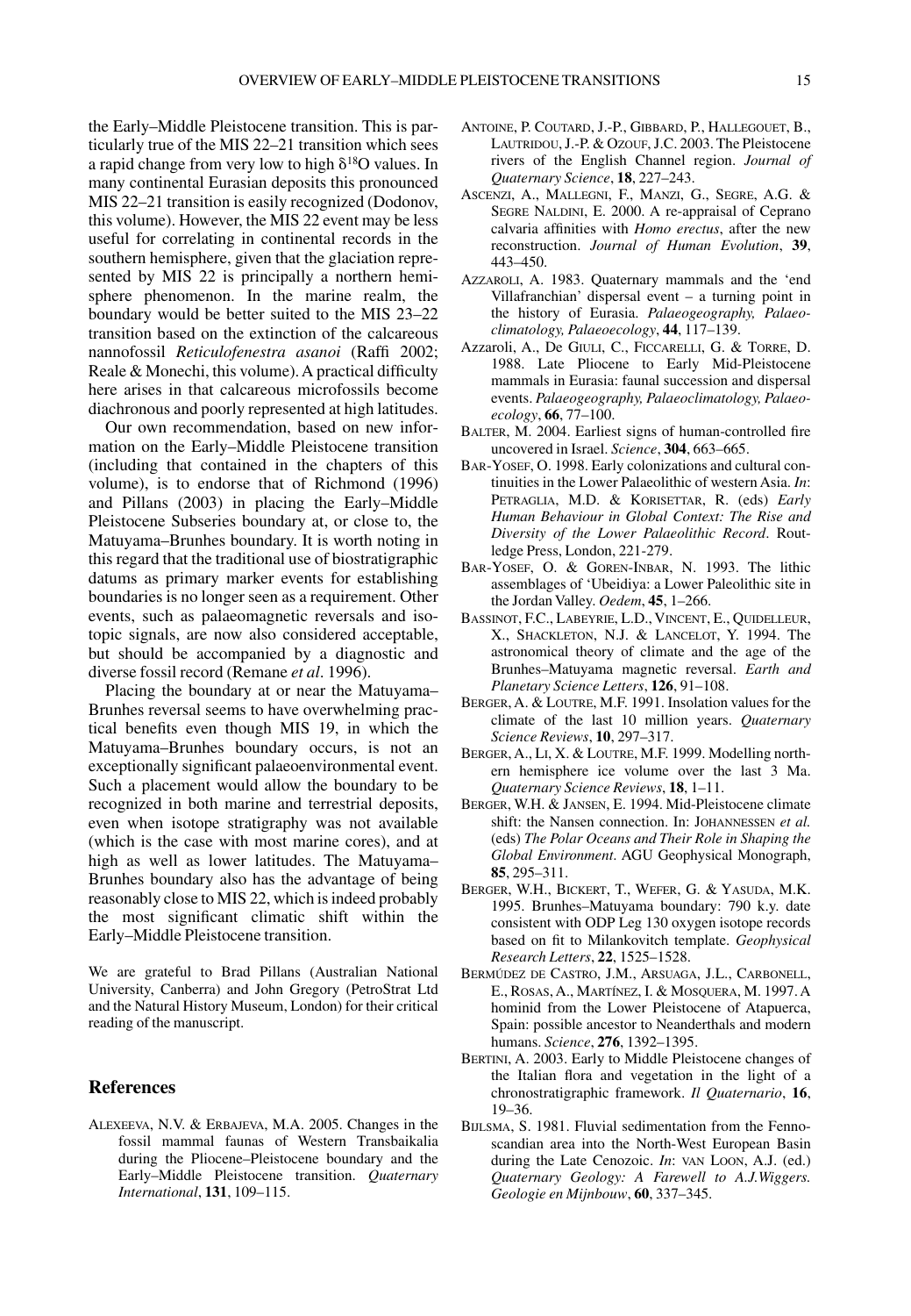the Early–Middle Pleistocene transition. This is particularly true of the MIS 22–21 transition which sees a rapid change from very low to high $\delta^{18}O$ values. In many continental Eurasian deposits this pronounced MIS 22–21 transition is easily recognized (Dodonov, this volume). However, the MIS 22 event may be less useful for correlating in continental records in the southern hemisphere, given that the glaciation represented by MIS 22 is principally a northern hemisphere phenomenon. In the marine realm, the boundary would be better suited to the MIS 23–22 transition based on the extinction of the calcareous nannofossil *Reticulofenestra asanoi* (Raffi 2002; Reale & Monechi, this volume). A practical difficulty here arises in that calcareous microfossils become diachronous and poorly represented at high latitudes.

Our own recommendation, based on new information on the Early–Middle Pleistocene transition (including that contained in the chapters of this volume), is to endorse that of Richmond (1996) and Pillans (2003) in placing the Early–Middle Pleistocene Subseries boundary at, or close to, the Matuyama–Brunhes boundary. It is worth noting in this regard that the traditional use of biostratigraphic datums as primary marker events for establishing boundaries is no longer seen as a requirement. Other events, such as palaeomagnetic reversals and isotopic signals, are now also considered acceptable, but should be accompanied by a diagnostic and diverse fossil record (Remane *et al*. 1996).

Placing the boundary at or near the Matuyama–Brunhes reversal seems to have overwhelming practical benefits even though MIS 19, in which the Matuyama–Brunhes boundary occurs, is not an exceptionally significant palaeoenvironmental event. Such a placement would allow the boundary to be recognized in both marine and terrestrial deposits, even when isotope stratigraphy was not available (which is the case with most marine cores), and at high as well as lower latitudes. The Matuyama–Brunhes boundary also has the advantage of being reasonably close to MIS 22, which is indeed probably the most significant climatic shift within the Early–Middle Pleistocene transition.

We are grateful to Brad Pillans (Australian National University, Canberra) and John Gregory (PetroStrat Ltd and the Natural History Museum, London) for their critical reading of the manuscript.

## References

Alexeeva, N.V. & Erbajeva, M.A. 2005. Changes in the fossil mammal faunas of Western Transbaikalia during the Pliocene–Pleistocene boundary and the Early–Middle Pleistocene transition. *Quaternary International*, **131**, 109–115.

Antoine, P. Coutard, J.-P., Gibbard, P., Hallegouet, B., Lautridou, J.-P. & Ozouf, J.C. 2003. The Pleistocene rivers of the English Channel region. *Journal of Quaternary Science*, **18**, 227–243.

Ascenzi, A., Mallegni, F., Manzi, G., Segre, A.G. & Segre Naldini, E. 2000. A re-appraisal of Ceprano calvaria affinities with *Homo erectus*, after the new reconstruction. *Journal of Human Evolution*, **39**, 443–450.

Azzaroli, A. 1983. Quaternary mammals and the 'end Villafranchian' dispersal event – a turning point in the history of Eurasia. *Palaeogeography, Palaeoclimatology, Palaeoecology*, **44**, 117–139.

Azzaroli, A., De Giuli, C., Ficcarelli, G. & Torre, D. 1988. Late Pliocene to Early Mid-Pleistocene mammals in Eurasia: faunal succession and dispersal events. *Palaeogeography, Palaeoclimatology, Palaeoecology*, **66**, 77–100.

Balter, M. 2004. Earliest signs of human-controlled fire uncovered in Israel. *Science*, **304**, 663–665.

Bar-Yosef, O. 1998. Early colonizations and cultural continuities in the Lower Palaeolithic of western Asia. *In*: Petraglia, M.D. & Korisettar, R. (eds) *Early Human Behaviour in Global Context: The Rise and Diversity of the Lower Palaeolithic Record*. Routledge Press, London, 221-279.

Bar-Yosef, O. & Goren-Inbar, N. 1993. The lithic assemblages of 'Ubeidiya: a Lower Paleolithic site in the Jordan Valley. *Oedem*, **45**, 1–266.

Bassinot, F.C., Labeyrie, L.D., Vincent, E., Quidelleur, X., Shackleton, N.J. & Lancelot, Y. 1994. The astronomical theory of climate and the age of the Brunhes–Matuyama magnetic reversal. *Earth and Planetary Science Letters*, **126**, 91–108.

Berger, A. & Loutre, M.F. 1991. Insolation values for the climate of the last 10 million years. *Quaternary Science Reviews*, **10**, 297–317.

Berger, A., Li, X. & Loutre, M.F. 1999. Modelling northern hemisphere ice volume over the last 3 Ma. *Quaternary Science Reviews*, **18**, 1–11.

Berger, W.H. & Jansen, E. 1994. Mid-Pleistocene climate shift: the Nansen connection. In: Johannessen *et al.* (eds) *The Polar Oceans and Their Role in Shaping the Global Environment*. AGU Geophysical Monograph, **85**, 295–311.

Berger, W.H., Bickert, T., Wefer, G. & Yasuda, M.K. 1995. Brunhes–Matuyama boundary: 790 k.y. date consistent with ODP Leg 130 oxygen isotope records based on fit to Milankovitch template. *Geophysical Research Letters*, **22**, 1525–1528.

Bermúdez de Castro, J.M., Arsuaga, J.L., Carbonell, E., Rosas, A., Martínez, I. & Mosquera, M. 1997. A hominid from the Lower Pleistocene of Atapuerca, Spain: possible ancestor to Neanderthals and modern humans. *Science*, **276**, 1392–1395.

Bertini, A. 2003. Early to Middle Pleistocene changes of the Italian flora and vegetation in the light of a chronostratigraphic framework. *Il Quaternario*, **16**, 19–36.

Bijlsma, S. 1981. Fluvial sedimentation from the Fennoscandian area into the North-West European Basin during the Late Cenozoic. *In*: van Loon, A.J. (ed.) *Quaternary Geology: A Farewell to A.J.Wiggers. Geologie en Mijnbouw*, **60**, 337–345.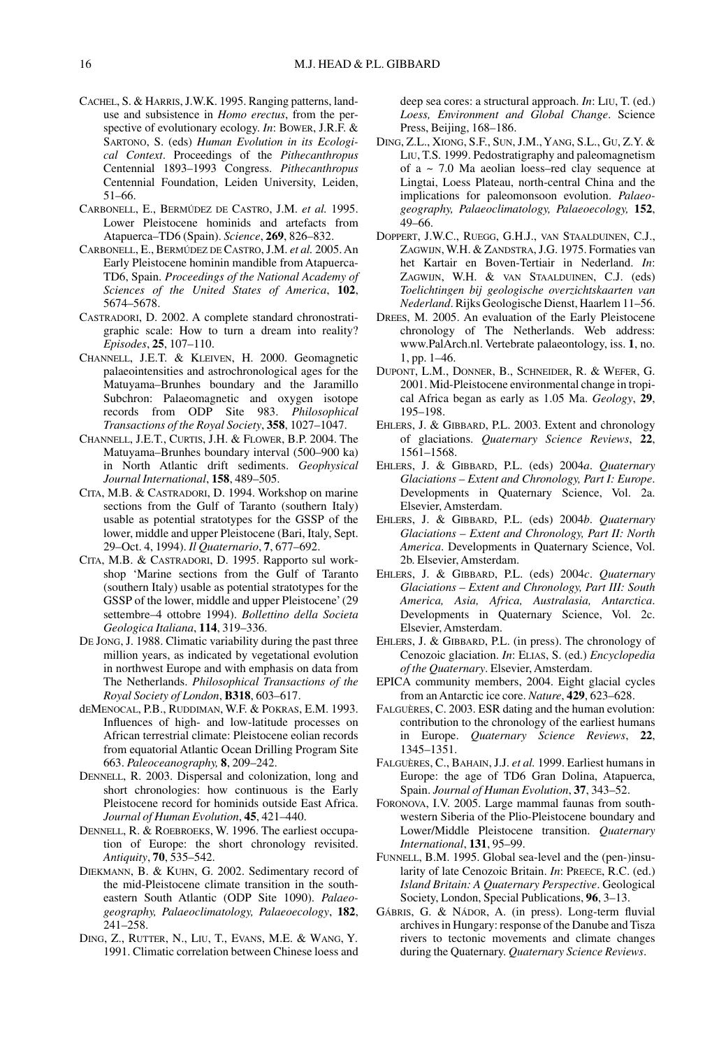CACHEL, S. & HARRIS, J.W.K. 1995. Ranging patterns, land-use and subsistence in *Homo erectus*, from the perspective of evolutionary ecology. *In*: BOWER, J.R.F. & SARTONO, S. (eds) *Human Evolution in its Ecological Context*. Proceedings of the *Pithecanthropus* Centennial 1893–1993 Congress. *Pithecanthropus* Centennial Foundation, Leiden University, Leiden, 51–66.

CARBONELL, E., BERMÚDEZ DE CASTRO, J.M. *et al.* 1995. Lower Pleistocene hominids and artefacts from Atapuerca–TD6 (Spain). *Science*, **269**, 826–832.

CARBONELL, E., BERMÚDEZ DE CASTRO, J.M. *et al.* 2005. An Early Pleistocene hominin mandible from Atapuerca-TD6, Spain. *Proceedings of the National Academy of Sciences of the United States of America*, **102**, 5674–5678.

CASTRADORI, D. 2002. A complete standard chronostratigraphic scale: How to turn a dream into reality? *Episodes*, **25**, 107–110.

CHANNELL, J.E.T. & KLEIVEN, H. 2000. Geomagnetic palaeointensities and astrochronological ages for the Matuyama–Brunhes boundary and the Jaramillo Subchron: Palaeomagnetic and oxygen isotope records from ODP Site 983. *Philosophical Transactions of the Royal Society*, **358**, 1027–1047.

CHANNELL, J.E.T., CURTIS, J.H. & FLOWER, B.P. 2004. The Matuyama–Brunhes boundary interval (500–900 ka) in North Atlantic drift sediments. *Geophysical Journal International*, **158**, 489–505.

CITA, M.B. & CASTRADORI, D. 1994. Workshop on marine sections from the Gulf of Taranto (southern Italy) usable as potential stratotypes for the GSSP of the lower, middle and upper Pleistocene (Bari, Italy, Sept. 29–Oct. 4, 1994). *Il Quaternario*, **7**, 677–692.

CITA, M.B. & CASTRADORI, D. 1995. Rapporto sul workshop 'Marine sections from the Gulf of Taranto (southern Italy) usable as potential stratotypes for the GSSP of the lower, middle and upper Pleistocene' (29 settembre–4 ottobre 1994). *Bollettino della Societa Geologica Italiana*, **114**, 319–336.

DE JONG, J. 1988. Climatic variability during the past three million years, as indicated by vegetational evolution in northwest Europe and with emphasis on data from The Netherlands. *Philosophical Transactions of the Royal Society of London*, **B318**, 603–617.

DEMENOCAL, P.B., RUDDIMAN, W.F. & POKRAS, E.M. 1993. Influences of high- and low-latitude processes on African terrestrial climate: Pleistocene eolian records from equatorial Atlantic Ocean Drilling Program Site 663. *Paleoceanography,* **8**, 209–242.

DENNELL, R. 2003. Dispersal and colonization, long and short chronologies: how continuous is the Early Pleistocene record for hominids outside East Africa. *Journal of Human Evolution*, **45**, 421–440.

DENNELL, R. & ROEBROEKS, W. 1996. The earliest occupation of Europe: the short chronology revisited. *Antiquity*, **70**, 535–542.

DIEKMANN, B. & KUHN, G. 2002. Sedimentary record of the mid-Pleistocene climate transition in the southeastern South Atlantic (ODP Site 1090). *Palaeogeography, Palaeoclimatology, Palaeoecology*, **182**, 241–258.

DING, Z., RUTTER, N., LIU, T., EVANS, M.E. & WANG, Y. 1991. Climatic correlation between Chinese loess and deep sea cores: a structural approach. *In*: LIU, T. (ed.) *Loess, Environment and Global Change*. Science Press, Beijing, 168–186.

DING, Z.L., XIONG, S.F., SUN, J.M., YANG, S.L., GU, Z.Y. & LIU, T.S. 1999. Pedostratigraphy and paleomagnetism of a ~ 7.0 Ma aeolian loess–red clay sequence at Lingtai, Loess Plateau, north-central China and the implications for paleomonsoon evolution. *Palaeogeography, Palaeoclimatology, Palaeoecology,* **152**, 49–66.

DOPPERT, J.W.C., RUEGG, G.H.J., VAN STAALDUINEN, C.J., ZAGWIJN, W.H. & ZANDSTRA, J.G. 1975. Formaties van het Kartair en Boven-Tertiair in Nederland. *In*: ZAGWIJN, W.H. & VAN STAALDUINEN, C.J. (eds) *Toelichtingen bij geologische overzichtskaarten van Nederland*. Rijks Geologische Dienst, Haarlem 11–56.

DREES, M. 2005. An evaluation of the Early Pleistocene chronology of The Netherlands. Web address: www.PalArch.nl. Vertebrate palaeontology, iss. **1**, no. 1, pp. 1–46.

DUPONT, L.M., DONNER, B., SCHNEIDER, R. & WEFER, G. 2001. Mid-Pleistocene environmental change in tropical Africa began as early as 1.05 Ma. *Geology*, **29**, 195–198.

EHLERS, J. & GIBBARD, P.L. 2003. Extent and chronology of glaciations. *Quaternary Science Reviews*, **22**, 1561–1568.

EHLERS, J. & GIBBARD, P.L. (eds) 2004*a*. *Quaternary Glaciations – Extent and Chronology, Part I: Europe*. Developments in Quaternary Science, Vol. 2a. Elsevier, Amsterdam.

EHLERS, J. & GIBBARD, P.L. (eds) 2004*b*. *Quaternary Glaciations – Extent and Chronology, Part II: North America*. Developments in Quaternary Science, Vol. 2b. Elsevier, Amsterdam.

EHLERS, J. & GIBBARD, P.L. (eds) 2004*c*. *Quaternary Glaciations – Extent and Chronology, Part III: South America, Asia, Africa, Australasia, Antarctica*. Developments in Quaternary Science, Vol. 2c. Elsevier, Amsterdam.

EHLERS, J. & GIBBARD, P.L. (in press). The chronology of Cenozoic glaciation. *In*: ELIAS, S. (ed.) *Encyclopedia of the Quaternary*. Elsevier, Amsterdam.

EPICA community members, 2004. Eight glacial cycles from an Antarctic ice core. *Nature*, **429**, 623–628.

FALGUÈRES, C. 2003. ESR dating and the human evolution: contribution to the chronology of the earliest humans in Europe. *Quaternary Science Reviews*, **22**, 1345–1351.

FALGUÈRES, C., BAHAIN, J.J. *et al.* 1999. Earliest humans in Europe: the age of TD6 Gran Dolina, Atapuerca, Spain. *Journal of Human Evolution*, **37**, 343–52.

FORONOVA, I.V. 2005. Large mammal faunas from southwestern Siberia of the Plio-Pleistocene boundary and Lower/Middle Pleistocene transition. *Quaternary International*, **131**, 95–99.

FUNNELL, B.M. 1995. Global sea-level and the (pen-)insularity of late Cenozoic Britain. *In*: PREECE, R.C. (ed.) *Island Britain: A Quaternary Perspective*. Geological Society, London, Special Publications, **96**, 3–13.

GÁBRIS, G. & NÁDOR, A. (in press). Long-term fluvial archives in Hungary: response of the Danube and Tisza rivers to tectonic movements and climate changes during the Quaternary. *Quaternary Science Reviews*.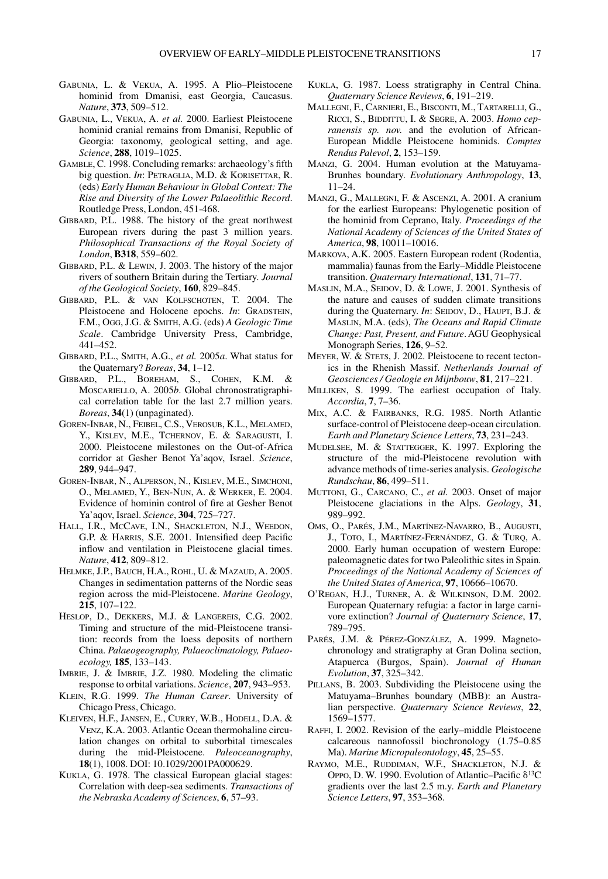GABUNIA, L. & VEKUA, A. 1995. A Plio–Pleistocene hominid from Dmanisi, east Georgia, Caucasus. *Nature*, **373**, 509–512.

GABUNIA, L., VEKUA, A. *et al.* 2000. Earliest Pleistocene hominid cranial remains from Dmanisi, Republic of Georgia: taxonomy, geological setting, and age. *Science*, **288**, 1019–1025.

GAMBLE, C. 1998. Concluding remarks: archaeology's fifth big question. *In*: PETRAGLIA, M.D. & KORISETTAR, R. (eds) *Early Human Behaviour in Global Context: The Rise and Diversity of the Lower Palaeolithic Record*. Routledge Press, London, 451-468.

GIBBARD, P.L. 1988. The history of the great northwest European rivers during the past 3 million years. *Philosophical Transactions of the Royal Society of London*, **B318**, 559–602.

GIBBARD, P.L. & LEWIN, J. 2003. The history of the major rivers of southern Britain during the Tertiary. *Journal of the Geological Society*, **160**, 829–845.

GIBBARD, P.L. & VAN KOLFSCHOTEN, T. 2004. The Pleistocene and Holocene epochs. *In*: GRADSTEIN, F.M., OGG, J.G. & SMITH, A.G. (eds) *A Geologic Time Scale*. Cambridge University Press, Cambridge, 441–452.

GIBBARD, P.L., SMITH, A.G., *et al.* 2005*a*. What status for the Quaternary? *Boreas*, **34**, 1–12.

GIBBARD, P.L., BOREHAM, S., COHEN, K.M. & MOSCARIELLO, A. 2005*b*. Global chronostratigraphical correlation table for the last 2.7 million years. *Boreas*, **34**(1) (unpaginated).

GOREN-INBAR, N., FEIBEL, C.S., VEROSUB, K.L., MELAMED, Y., KISLEV, M.E., TCHERNOV, E. & SARAGUSTI, I. 2000. Pleistocene milestones on the Out-of-Africa corridor at Gesher Benot Ya'aqov, Israel. *Science*, **289**, 944–947.

GOREN-INBAR, N., ALPERSON, N., KISLEV, M.E., SIMCHONI, O., MELAMED, Y., BEN-NUN, A. & WERKER, E. 2004. Evidence of hominin control of fire at Gesher Benot Ya'aqov, Israel. *Science*, **304**, 725–727.

HALL, I.R., MCCAVE, I.N., SHACKLETON, N.J., WEEDON, G.P. & HARRIS, S.E. 2001. Intensified deep Pacific inflow and ventilation in Pleistocene glacial times. *Nature*, **412**, 809–812.

HELMKE, J.P., BAUCH, H.A., ROHL, U. & MAZAUD, A. 2005. Changes in sedimentation patterns of the Nordic seas region across the mid-Pleistocene. *Marine Geology*, **215**, 107–122.

HESLOP, D., DEKKERS, M.J. & LANGEREIS, C.G. 2002. Timing and structure of the mid-Pleistocene transition: records from the loess deposits of northern China. *Palaeogeography, Palaeoclimatology, Palaeoecology,* **185**, 133–143.

IMBRIE, J. & IMBRIE, J.Z. 1980. Modeling the climatic response to orbital variations. *Science*, **207**, 943–953.

KLEIN, R.G. 1999. *The Human Career*. University of Chicago Press, Chicago.

KLEIVEN, H.F., JANSEN, E., CURRY, W.B., HODELL, D.A. & VENZ, K.A. 2003. Atlantic Ocean thermohaline circulation changes on orbital to suborbital timescales during the mid-Pleistocene. *Paleoceanography*, **18**(1), 1008. DOI: 10.1029/2001PA000629.

KUKLA, G. 1978. The classical European glacial stages: Correlation with deep-sea sediments. *Transactions of the Nebraska Academy of Sciences*, **6**, 57–93.

KUKLA, G. 1987. Loess stratigraphy in Central China. *Quaternary Science Reviews*, **6**, 191–219.

MALLEGNI, F., CARNIERI, E., BISCONTI, M., TARTARELLI, G., RICCI, S., BIDDITTU, I. & SEGRE, A. 2003. *Homo cepranensis sp. nov.* and the evolution of African-European Middle Pleistocene hominids. *Comptes Rendus Palevol*, **2**, 153–159.

MANZI, G. 2004. Human evolution at the Matuyama-Brunhes boundary. *Evolutionary Anthropology*, **13**, 11–24.

MANZI, G., MALLEGNI, F. & ASCENZI, A. 2001. A cranium for the earliest Europeans: Phylogenetic position of the hominid from Ceprano, Italy. *Proceedings of the National Academy of Sciences of the United States of America*, **98**, 10011–10016.

MARKOVA, A.K. 2005. Eastern European rodent (Rodentia, mammalia) faunas from the Early–Middle Pleistocene transition. *Quaternary International*, **131**, 71–77.

MASLIN, M.A., SEIDOV, D. & LOWE, J. 2001. Synthesis of the nature and causes of sudden climate transitions during the Quaternary. *In*: SEIDOV, D., HAUPT, B.J. & MASLIN, M.A. (eds), *The Oceans and Rapid Climate Change: Past, Present, and Future*. AGU Geophysical Monograph Series, **126**, 9–52.

MEYER, W. & STETS, J. 2002. Pleistocene to recent tectonics in the Rhenish Massif. *Netherlands Journal of Geosciences / Geologie en Mijnbouw*, **81**, 217–221.

MILLIKEN, S. 1999. The earliest occupation of Italy. *Accordia*, **7**, 7–36.

MIX, A.C. & FAIRBANKS, R.G. 1985. North Atlantic surface-control of Pleistocene deep-ocean circulation. *Earth and Planetary Science Letters*, **73**, 231–243.

MUDELSEE, M. & STATTEGGER, K. 1997. Exploring the structure of the mid-Pleistocene revolution with advance methods of time-series analysis. *Geologische Rundschau*, **86**, 499–511.

MUTTONI, G., CARCANO, C., *et al.* 2003. Onset of major Pleistocene glaciations in the Alps. *Geology*, **31**, 989–992.

OMS, O., PARÉS, J.M., MARTÍNEZ-NAVARRO, B., AUGUSTI, J., TOTO, I., MARTÍNEZ-FERNÁNDEZ, G. & TURQ, A. 2000. Early human occupation of western Europe: paleomagnetic dates for two Paleolithic sites in Spain. *Proceedings of the National Academy of Sciences of the United States of America*, **97**, 10666–10670.

O'REGAN, H.J., TURNER, A. & WILKINSON, D.M. 2002. European Quaternary refugia: a factor in large carnivore extinction? *Journal of Quaternary Science*, **17**, 789–795.

PARÉS, J.M. & PÉREZ-GONZÁLEZ, A. 1999. Magnetochronology and stratigraphy at Gran Dolina section, Atapuerca (Burgos, Spain). *Journal of Human Evolution*, **37**, 325–342.

PILLANS, B. 2003. Subdividing the Pleistocene using the Matuyama–Brunhes boundary (MBB): an Australian perspective. *Quaternary Science Reviews*, **22**, 1569–1577.

RAFFI, I. 2002. Revision of the early–middle Pleistocene calcareous nannofossil biochronology (1.75–0.85 Ma). *Marine Micropaleontology*, **45**, 25–55.

RAYMO, M.E., RUDDIMAN, W.F., SHACKLETON, N.J. & OPPO, D. W. 1990. Evolution of Atlantic–Pacific $\delta^{13}C$ gradients over the last 2.5 m.y. *Earth and Planetary Science Letters*, **97**, 353–368.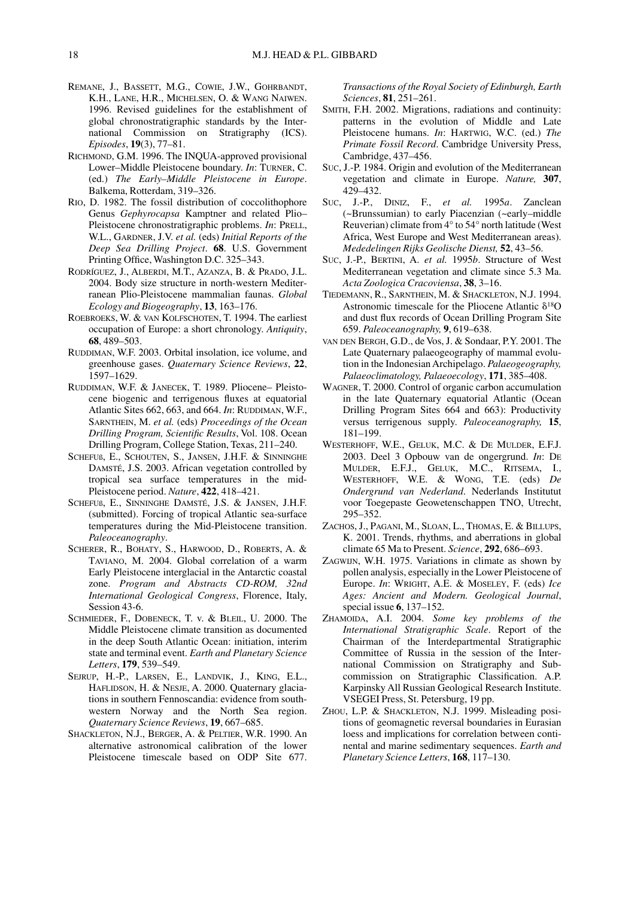REMANE, J., BASSETT, M.G., COWIE, J.W., GOHRBANDT, K.H., LANE, H.R., MICHELSEN, O. & WANG NAIWEN. 1996. Revised guidelines for the establishment of global chronostratigraphic standards by the International Commission on Stratigraphy (ICS). *Episodes*, **19**(3), 77–81.

RICHMOND, G.M. 1996. The INQUA-approved provisional Lower–Middle Pleistocene boundary. *In*: TURNER, C. (ed.) *The Early–Middle Pleistocene in Europe*. Balkema, Rotterdam, 319–326.

RIO, D. 1982. The fossil distribution of coccolithophore Genus *Gephyrocapsa* Kamptner and related Plio–Pleistocene chronostratigraphic problems. *In*: PRELL, W.L., GARDNER, J.V. *et al.* (eds) *Initial Reports of the Deep Sea Drilling Project*. **68**. U.S. Government Printing Office, Washington D.C. 325–343.

RODRÍGUEZ, J., ALBERDI, M.T., AZANZA, B. & PRADO, J.L. 2004. Body size structure in north-western Mediterranean Plio-Pleistocene mammalian faunas. *Global Ecology and Biogeography*, **13**, 163–176.

ROEBROEKS, W. & VAN KOLFSCHOTEN, T. 1994. The earliest occupation of Europe: a short chronology. *Antiquity*, **68**, 489–503.

RUDDIMAN, W.F. 2003. Orbital insolation, ice volume, and greenhouse gases. *Quaternary Science Reviews*, **22**, 1597–1629.

RUDDIMAN, W.F. & JANECEK, T. 1989. Pliocene– Pleistocene biogenic and terrigenous fluxes at equatorial Atlantic Sites 662, 663, and 664. *In*: RUDDIMAN, W.F., SARNTHEIN, M. *et al.* (eds) *Proceedings of the Ocean Drilling Program, Scientific Results*, Vol. 108. Ocean Drilling Program, College Station, Texas, 211–240.

SCHEFUß, E., SCHOUTEN, S., JANSEN, J.H.F. & SINNINGHE DAMSTÉ, J.S. 2003. African vegetation controlled by tropical sea surface temperatures in the mid-Pleistocene period. *Nature*, **422**, 418–421.

SCHEFUß, E., SINNINGHE DAMSTÉ, J.S. & JANSEN, J.H.F. (submitted). Forcing of tropical Atlantic sea-surface temperatures during the Mid-Pleistocene transition. *Paleoceanography*.

SCHERER, R., BOHATY, S., HARWOOD, D., ROBERTS, A. & TAVIANO, M. 2004. Global correlation of a warm Early Pleistocene interglacial in the Antarctic coastal zone. *Program and Abstracts CD-ROM, 32nd International Geological Congress*, Florence, Italy, Session 43-6.

SCHMIEDER, F., DOBENECK, T. v. & BLEIL, U. 2000. The Middle Pleistocene climate transition as documented in the deep South Atlantic Ocean: initiation, interim state and terminal event. *Earth and Planetary Science Letters*, **179**, 539–549.

SEJRUP, H.-P., LARSEN, E., LANDVIK, J., KING, E.L., HAFLIDSON, H. & NESJE, A. 2000. Quaternary glaciations in southern Fennoscandia: evidence from southwestern Norway and the North Sea region. *Quaternary Science Reviews*, **19**, 667–685.

SHACKLETON, N.J., BERGER, A. & PELTIER, W.R. 1990. An alternative astronomical calibration of the lower Pleistocene timescale based on ODP Site 677. *Transactions of the Royal Society of Edinburgh, Earth Sciences*, **81**, 251–261.

SMITH, F.H. 2002. Migrations, radiations and continuity: patterns in the evolution of Middle and Late Pleistocene humans. *In*: HARTWIG, W.C. (ed.) *The Primate Fossil Record*. Cambridge University Press, Cambridge, 437–456.

SUC, J.-P. 1984. Origin and evolution of the Mediterranean vegetation and climate in Europe. *Nature,* **307**, 429–432.

SUC, J.-P., DINIZ, F., *et al.* 1995*a*. Zanclean (~Brunssumian) to early Piacenzian (~early–middle Reuverian) climate from 4° to 54° north latitude (West Africa, West Europe and West Mediterranean areas). *Mededelingen Rijks Geolische Dienst,* **52**, 43–56.

SUC, J.-P., BERTINI, A. *et al.* 1995*b*. Structure of West Mediterranean vegetation and climate since 5.3 Ma. *Acta Zoologica Cracoviensa*, **38**, 3–16.

TIEDEMANN, R., SARNTHEIN, M. & SHACKLETON, N.J. 1994. Astronomic timescale for the Pliocene Atlantic $\delta^{18}O$ and dust flux records of Ocean Drilling Program Site 659. *Paleoceanography,* **9**, 619–638.

VAN DEN BERGH, G.D., de Vos, J. & Sondaar, P.Y. 2001. The Late Quaternary palaeogeography of mammal evolution in the Indonesian Archipelago. *Palaeogeography, Palaeoclimatology, Palaeoecology*, **171**, 385–408.

WAGNER, T. 2000. Control of organic carbon accumulation in the late Quaternary equatorial Atlantic (Ocean Drilling Program Sites 664 and 663): Productivity versus terrigenous supply. *Paleoceanography,* **15**, 181–199.

WESTERHOFF, W.E., GELUK, M.C. & DE MULDER, E.F.J. 2003. Deel 3 Opbouw van de ongergrund. *In*: DE MULDER, E.F.J., GELUK, M.C., RITSEMA, I., WESTERHOFF, W.E. & WONG, T.E. (eds) *De Ondergrund van Nederland*. Nederlands Institutut voor Toegepaste Geowetenschappen TNO, Utrecht, 295–352.

ZACHOS, J., PAGANI, M., SLOAN, L., THOMAS, E. & BILLUPS, K. 2001. Trends, rhythms, and aberrations in global climate 65 Ma to Present. *Science*, **292**, 686–693.

ZAGWIJN, W.H. 1975. Variations in climate as shown by pollen analysis, especially in the Lower Pleistocene of Europe. *In*: WRIGHT, A.E. & MOSELEY, F. (eds) *Ice Ages: Ancient and Modern. Geological Journal*, special issue **6**, 137–152.

ZHAMOIDA, A.I. 2004. *Some key problems of the International Stratigraphic Scale*. Report of the Chairman of the Interdepartmental Stratigraphic Committee of Russia in the session of the International Commission on Stratigraphy and Subcommission on Stratigraphic Classification. A.P. Karpinsky All Russian Geological Research Institute. VSEGEI Press, St. Petersburg, 19 pp.

ZHOU, L.P. & SHACKLETON, N.J. 1999. Misleading positions of geomagnetic reversal boundaries in Eurasian loess and implications for correlation between continental and marine sedimentary sequences. *Earth and Planetary Science Letters*, **168**, 117–130.